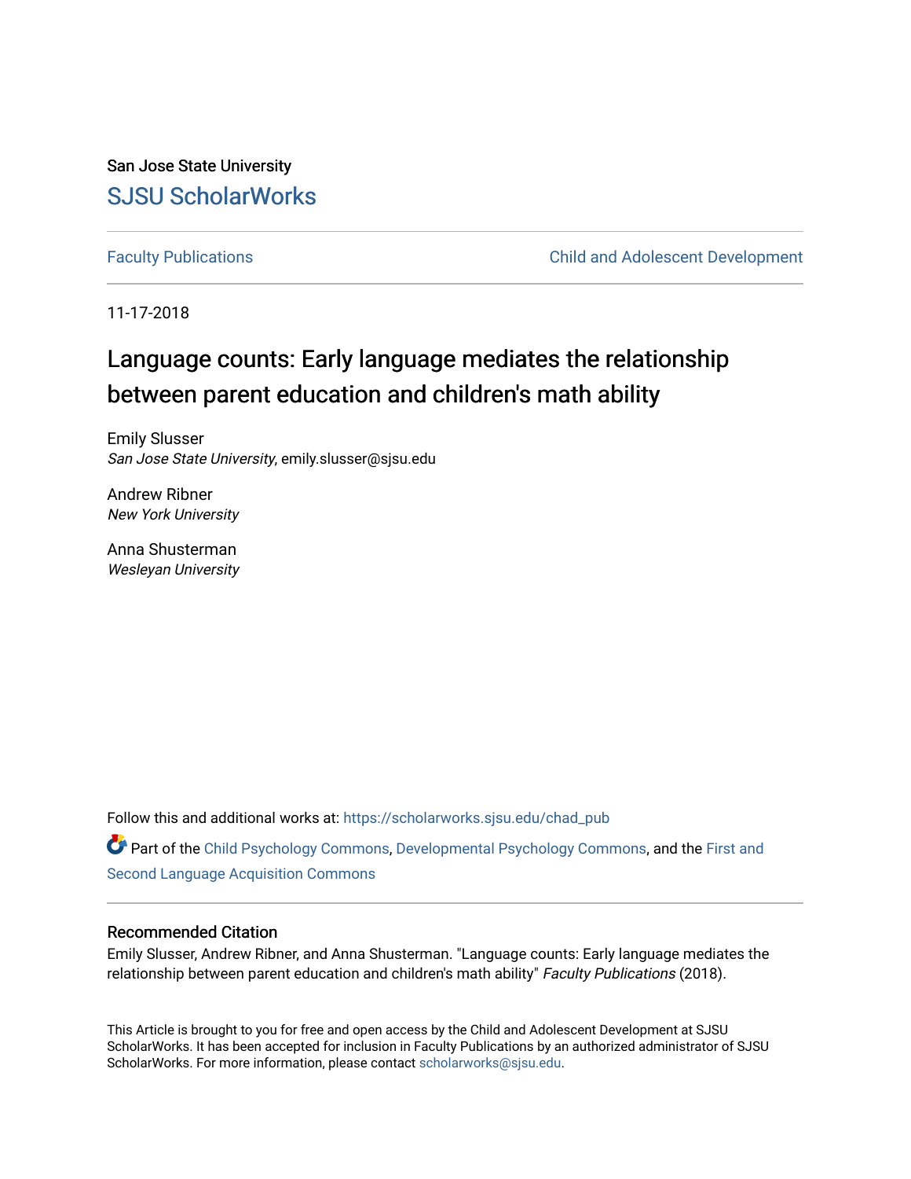San Jose State University

## SJSU ScholarWorks

Faculty Publications | Child and Adolescent Development

11-17-2018

# Language counts: Early language mediates the relationship between parent education and children's math ability

Emily Slusser
*San Jose State University*, emily.slusser@sjsu.edu

Andrew Ribner
*New York University*

Anna Shusterman
*Wesleyan University*

Follow this and additional works at: https://scholarworks.sjsu.edu/chad_pub

Part of the Child Psychology Commons, Developmental Psychology Commons, and the First and Second Language Acquisition Commons

### Recommended Citation

Emily Slusser, Andrew Ribner, and Anna Shusterman. "Language counts: Early language mediates the relationship between parent education and children's math ability" *Faculty Publications* (2018).

This Article is brought to you for free and open access by the Child and Adolescent Development at SJSU ScholarWorks. It has been accepted for inclusion in Faculty Publications by an authorized administrator of SJSU ScholarWorks. For more information, please contact scholarworks@sjsu.edu.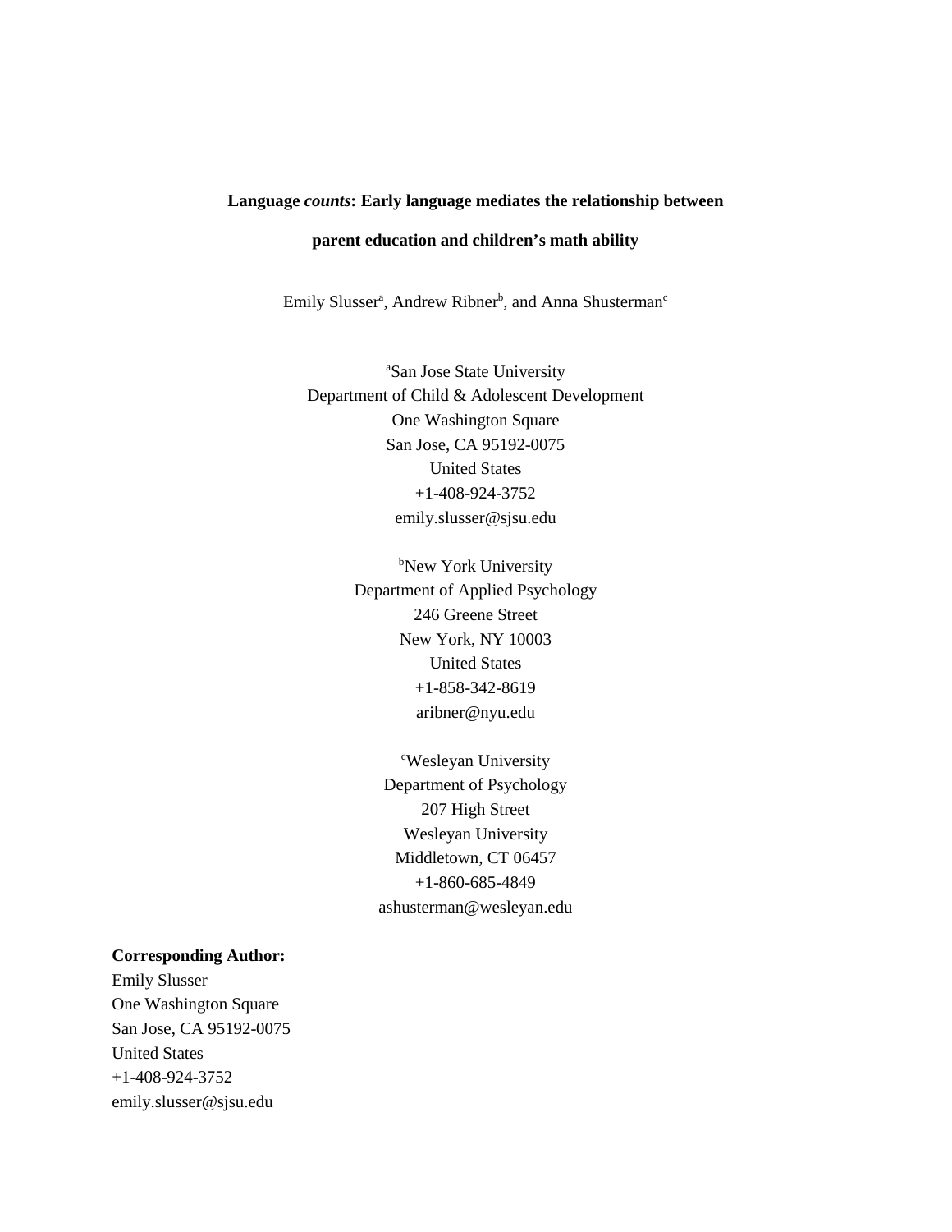**Language *counts*: Early language mediates the relationship between parent education and children's math ability**

Emily Slusser[a], Andrew Ribner[b], and Anna Shusterman[c]

[a]San Jose State University
Department of Child & Adolescent Development
One Washington Square
San Jose, CA 95192-0075
United States
+1-408-924-3752
emily.slusser@sjsu.edu

[b]New York University
Department of Applied Psychology
246 Greene Street
New York, NY 10003
United States
+1-858-342-8619
aribner@nyu.edu

[c]Wesleyan University
Department of Psychology
207 High Street
Wesleyan University
Middletown, CT 06457
+1-860-685-4849
ashusterman@wesleyan.edu

**Corresponding Author:**
Emily Slusser
One Washington Square
San Jose, CA 95192-0075
United States
+1-408-924-3752
emily.slusser@sjsu.edu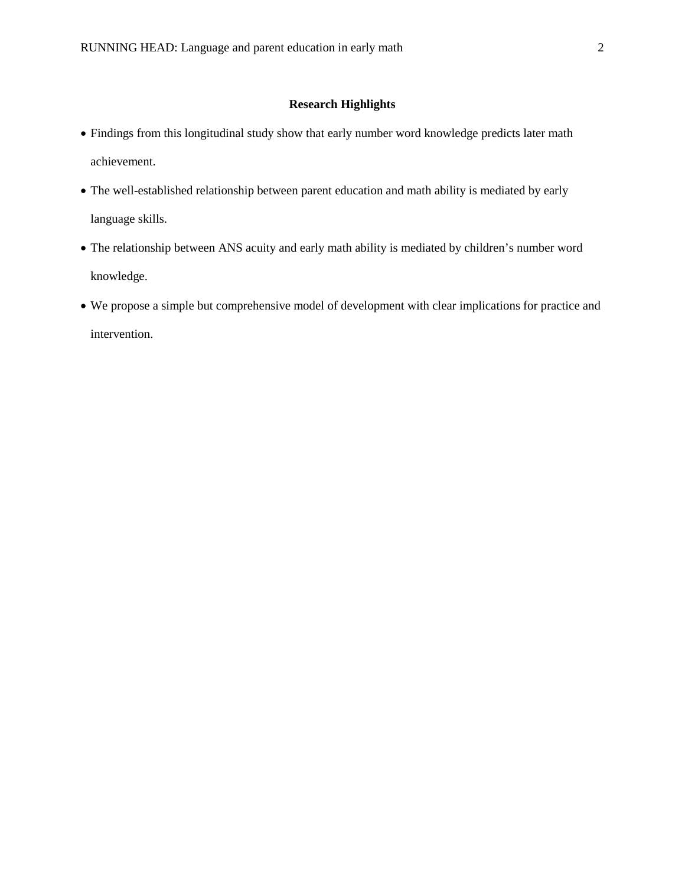**Research Highlights**

- Findings from this longitudinal study show that early number word knowledge predicts later math achievement.
- The well-established relationship between parent education and math ability is mediated by early language skills.
- The relationship between ANS acuity and early math ability is mediated by children's number word knowledge.
- We propose a simple but comprehensive model of development with clear implications for practice and intervention.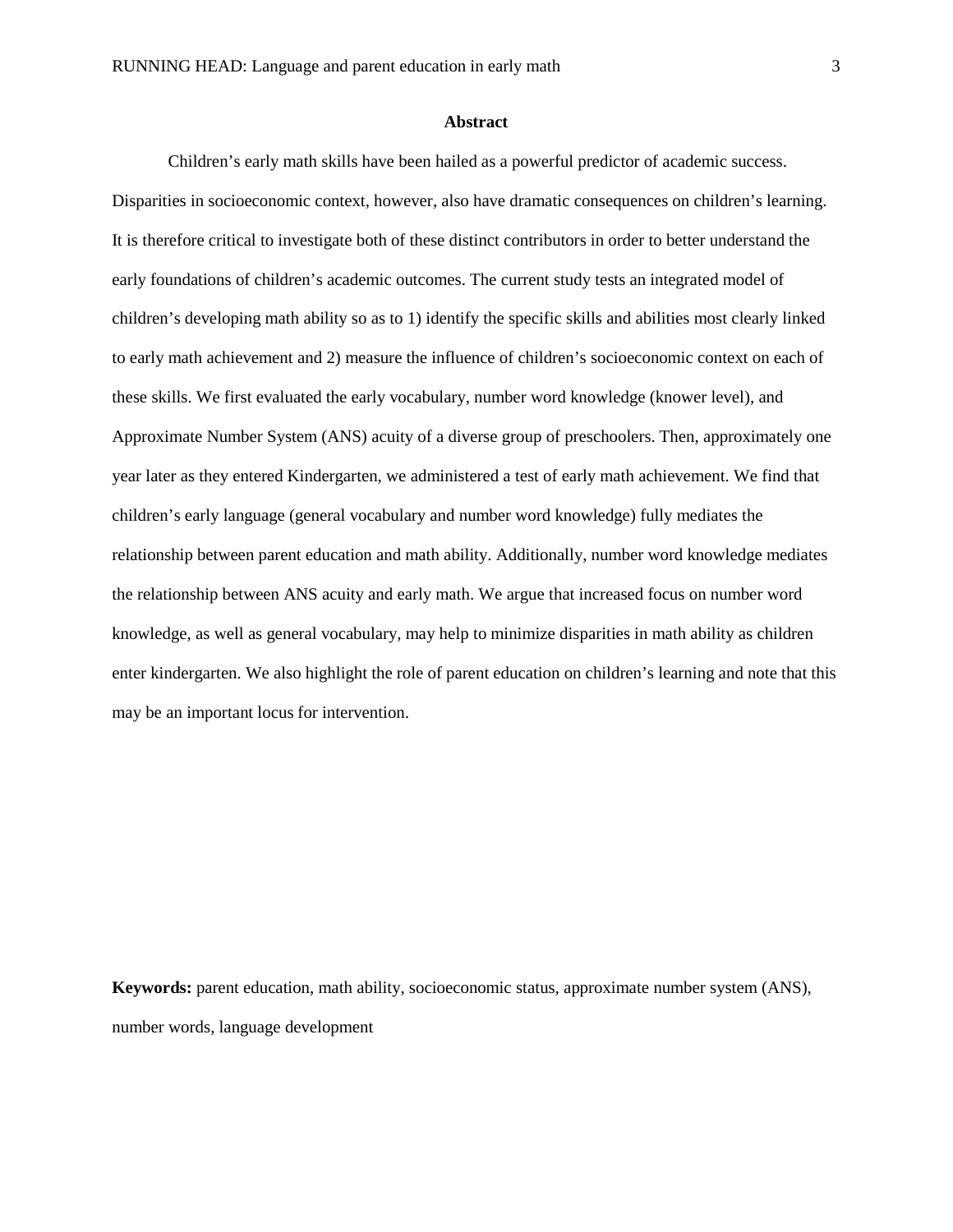## Abstract

Children's early math skills have been hailed as a powerful predictor of academic success. Disparities in socioeconomic context, however, also have dramatic consequences on children's learning. It is therefore critical to investigate both of these distinct contributors in order to better understand the early foundations of children's academic outcomes. The current study tests an integrated model of children's developing math ability so as to 1) identify the specific skills and abilities most clearly linked to early math achievement and 2) measure the influence of children's socioeconomic context on each of these skills. We first evaluated the early vocabulary, number word knowledge (knower level), and Approximate Number System (ANS) acuity of a diverse group of preschoolers. Then, approximately one year later as they entered Kindergarten, we administered a test of early math achievement. We find that children's early language (general vocabulary and number word knowledge) fully mediates the relationship between parent education and math ability. Additionally, number word knowledge mediates the relationship between ANS acuity and early math. We argue that increased focus on number word knowledge, as well as general vocabulary, may help to minimize disparities in math ability as children enter kindergarten. We also highlight the role of parent education on children's learning and note that this may be an important locus for intervention.

**Keywords:** parent education, math ability, socioeconomic status, approximate number system (ANS), number words, language development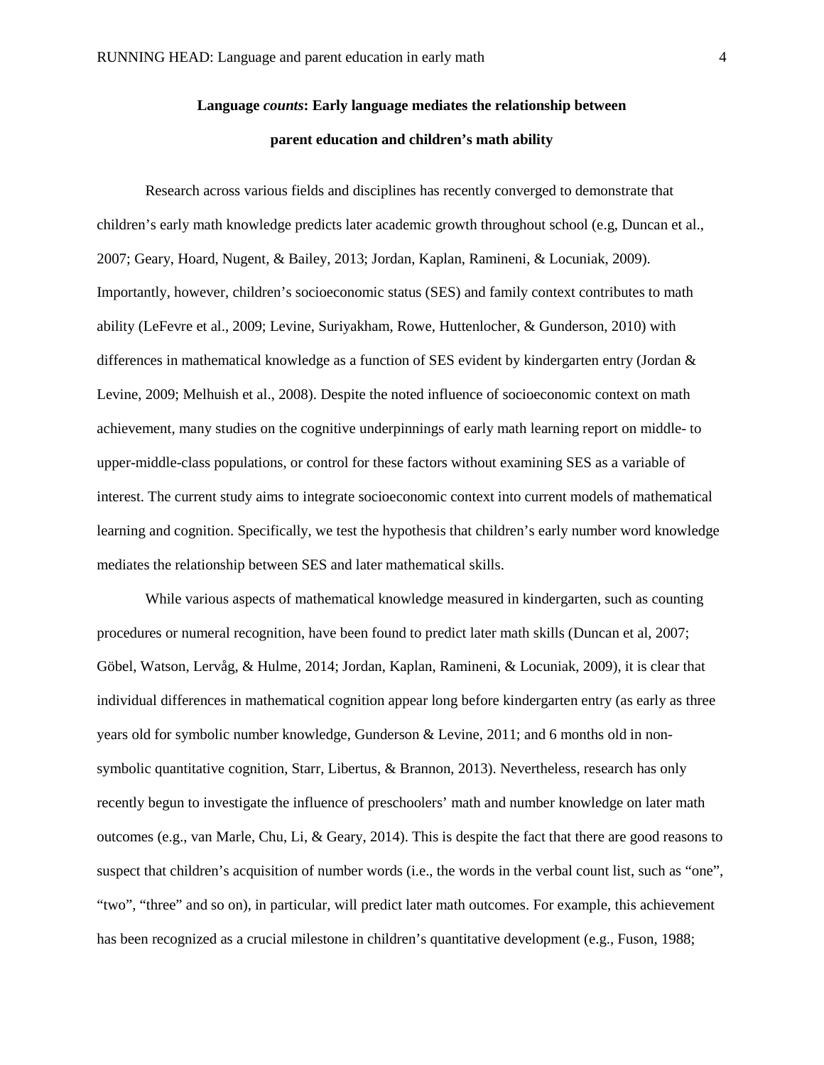**Language *counts*: Early language mediates the relationship between parent education and children's math ability**

Research across various fields and disciplines has recently converged to demonstrate that children's early math knowledge predicts later academic growth throughout school (e.g, Duncan et al., 2007; Geary, Hoard, Nugent, & Bailey, 2013; Jordan, Kaplan, Ramineni, & Locuniak, 2009). Importantly, however, children's socioeconomic status (SES) and family context contributes to math ability (LeFevre et al., 2009; Levine, Suriyakham, Rowe, Huttenlocher, & Gunderson, 2010) with differences in mathematical knowledge as a function of SES evident by kindergarten entry (Jordan & Levine, 2009; Melhuish et al., 2008). Despite the noted influence of socioeconomic context on math achievement, many studies on the cognitive underpinnings of early math learning report on middle- to upper-middle-class populations, or control for these factors without examining SES as a variable of interest. The current study aims to integrate socioeconomic context into current models of mathematical learning and cognition. Specifically, we test the hypothesis that children's early number word knowledge mediates the relationship between SES and later mathematical skills.

While various aspects of mathematical knowledge measured in kindergarten, such as counting procedures or numeral recognition, have been found to predict later math skills (Duncan et al, 2007; Göbel, Watson, Lervåg, & Hulme, 2014; Jordan, Kaplan, Ramineni, & Locuniak, 2009), it is clear that individual differences in mathematical cognition appear long before kindergarten entry (as early as three years old for symbolic number knowledge, Gunderson & Levine, 2011; and 6 months old in non-symbolic quantitative cognition, Starr, Libertus, & Brannon, 2013). Nevertheless, research has only recently begun to investigate the influence of preschoolers' math and number knowledge on later math outcomes (e.g., van Marle, Chu, Li, & Geary, 2014). This is despite the fact that there are good reasons to suspect that children's acquisition of number words (i.e., the words in the verbal count list, such as "one", "two", "three" and so on), in particular, will predict later math outcomes. For example, this achievement has been recognized as a crucial milestone in children's quantitative development (e.g., Fuson, 1988;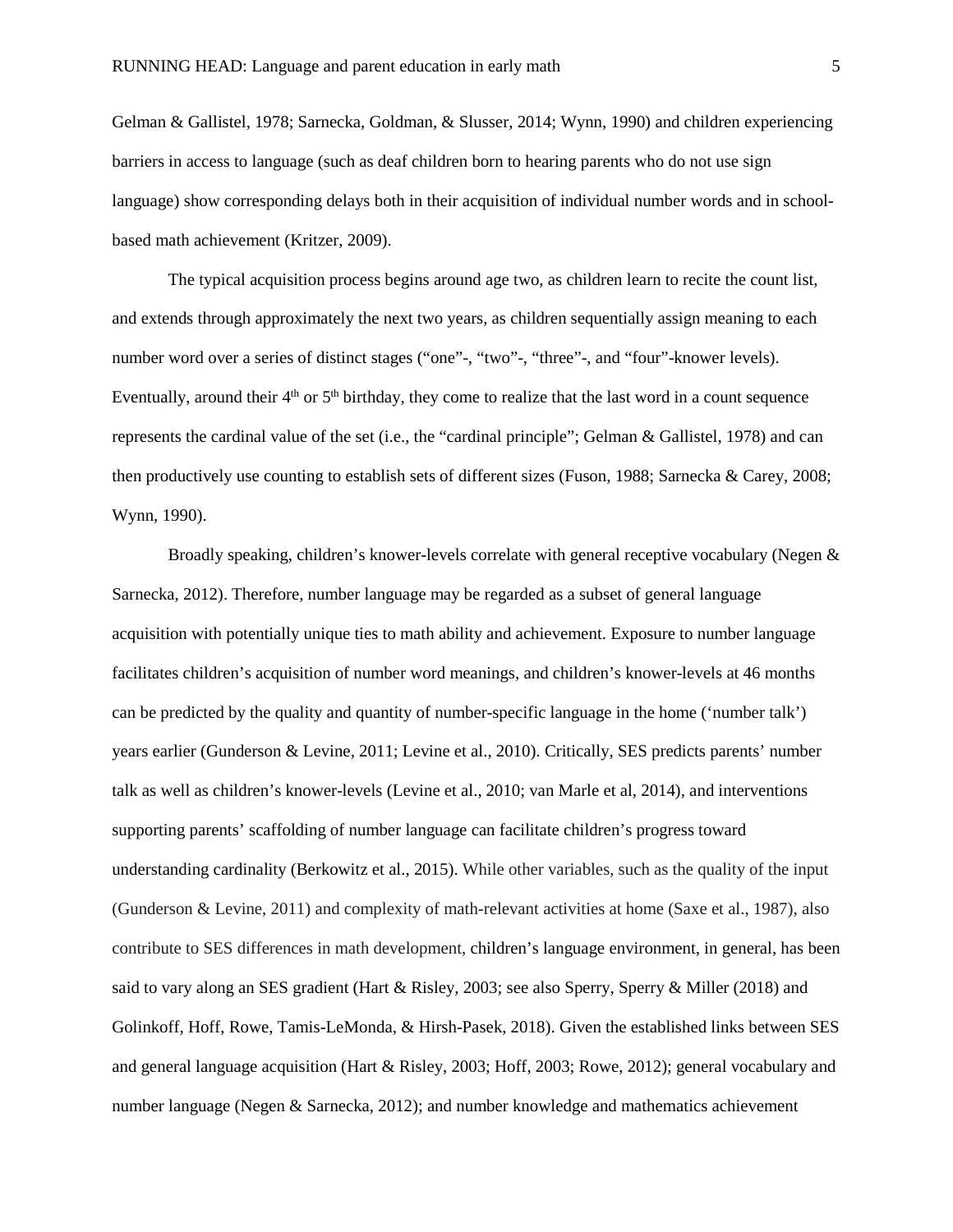Gelman & Gallistel, 1978; Sarnecka, Goldman, & Slusser, 2014; Wynn, 1990) and children experiencing barriers in access to language (such as deaf children born to hearing parents who do not use sign language) show corresponding delays both in their acquisition of individual number words and in school-based math achievement (Kritzer, 2009).

The typical acquisition process begins around age two, as children learn to recite the count list, and extends through approximately the next two years, as children sequentially assign meaning to each number word over a series of distinct stages ("one"-, "two"-, "three"-, and "four"-knower levels). Eventually, around their 4th or 5th birthday, they come to realize that the last word in a count sequence represents the cardinal value of the set (i.e., the "cardinal principle"; Gelman & Gallistel, 1978) and can then productively use counting to establish sets of different sizes (Fuson, 1988; Sarnecka & Carey, 2008; Wynn, 1990).

Broadly speaking, children's knower-levels correlate with general receptive vocabulary (Negen & Sarnecka, 2012). Therefore, number language may be regarded as a subset of general language acquisition with potentially unique ties to math ability and achievement. Exposure to number language facilitates children's acquisition of number word meanings, and children's knower-levels at 46 months can be predicted by the quality and quantity of number-specific language in the home ('number talk') years earlier (Gunderson & Levine, 2011; Levine et al., 2010). Critically, SES predicts parents' number talk as well as children's knower-levels (Levine et al., 2010; van Marle et al, 2014), and interventions supporting parents' scaffolding of number language can facilitate children's progress toward understanding cardinality (Berkowitz et al., 2015). While other variables, such as the quality of the input (Gunderson & Levine, 2011) and complexity of math-relevant activities at home (Saxe et al., 1987), also contribute to SES differences in math development, children's language environment, in general, has been said to vary along an SES gradient (Hart & Risley, 2003; see also Sperry, Sperry & Miller (2018) and Golinkoff, Hoff, Rowe, Tamis-LeMonda, & Hirsh-Pasek, 2018). Given the established links between SES and general language acquisition (Hart & Risley, 2003; Hoff, 2003; Rowe, 2012); general vocabulary and number language (Negen & Sarnecka, 2012); and number knowledge and mathematics achievement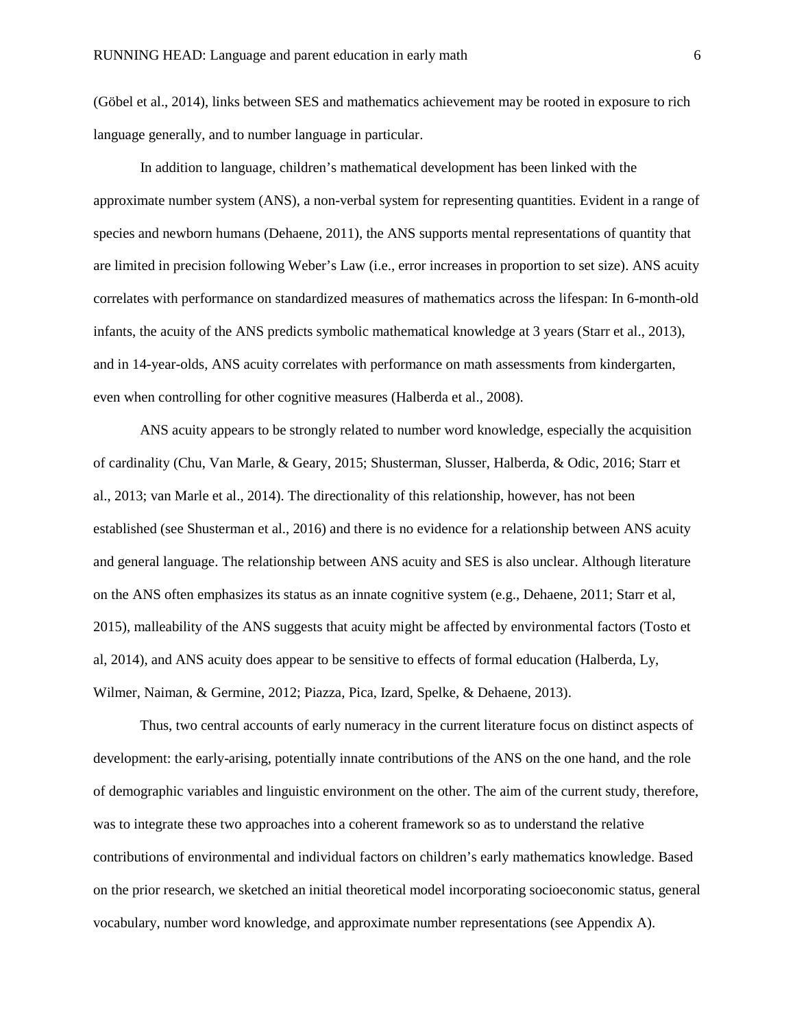(Göbel et al., 2014), links between SES and mathematics achievement may be rooted in exposure to rich language generally, and to number language in particular.

In addition to language, children's mathematical development has been linked with the approximate number system (ANS), a non-verbal system for representing quantities. Evident in a range of species and newborn humans (Dehaene, 2011), the ANS supports mental representations of quantity that are limited in precision following Weber's Law (i.e., error increases in proportion to set size). ANS acuity correlates with performance on standardized measures of mathematics across the lifespan: In 6-month-old infants, the acuity of the ANS predicts symbolic mathematical knowledge at 3 years (Starr et al., 2013), and in 14-year-olds, ANS acuity correlates with performance on math assessments from kindergarten, even when controlling for other cognitive measures (Halberda et al., 2008).

ANS acuity appears to be strongly related to number word knowledge, especially the acquisition of cardinality (Chu, Van Marle, & Geary, 2015; Shusterman, Slusser, Halberda, & Odic, 2016; Starr et al., 2013; van Marle et al., 2014). The directionality of this relationship, however, has not been established (see Shusterman et al., 2016) and there is no evidence for a relationship between ANS acuity and general language. The relationship between ANS acuity and SES is also unclear. Although literature on the ANS often emphasizes its status as an innate cognitive system (e.g., Dehaene, 2011; Starr et al, 2015), malleability of the ANS suggests that acuity might be affected by environmental factors (Tosto et al, 2014), and ANS acuity does appear to be sensitive to effects of formal education (Halberda, Ly, Wilmer, Naiman, & Germine, 2012; Piazza, Pica, Izard, Spelke, & Dehaene, 2013).

Thus, two central accounts of early numeracy in the current literature focus on distinct aspects of development: the early-arising, potentially innate contributions of the ANS on the one hand, and the role of demographic variables and linguistic environment on the other. The aim of the current study, therefore, was to integrate these two approaches into a coherent framework so as to understand the relative contributions of environmental and individual factors on children's early mathematics knowledge. Based on the prior research, we sketched an initial theoretical model incorporating socioeconomic status, general vocabulary, number word knowledge, and approximate number representations (see Appendix A).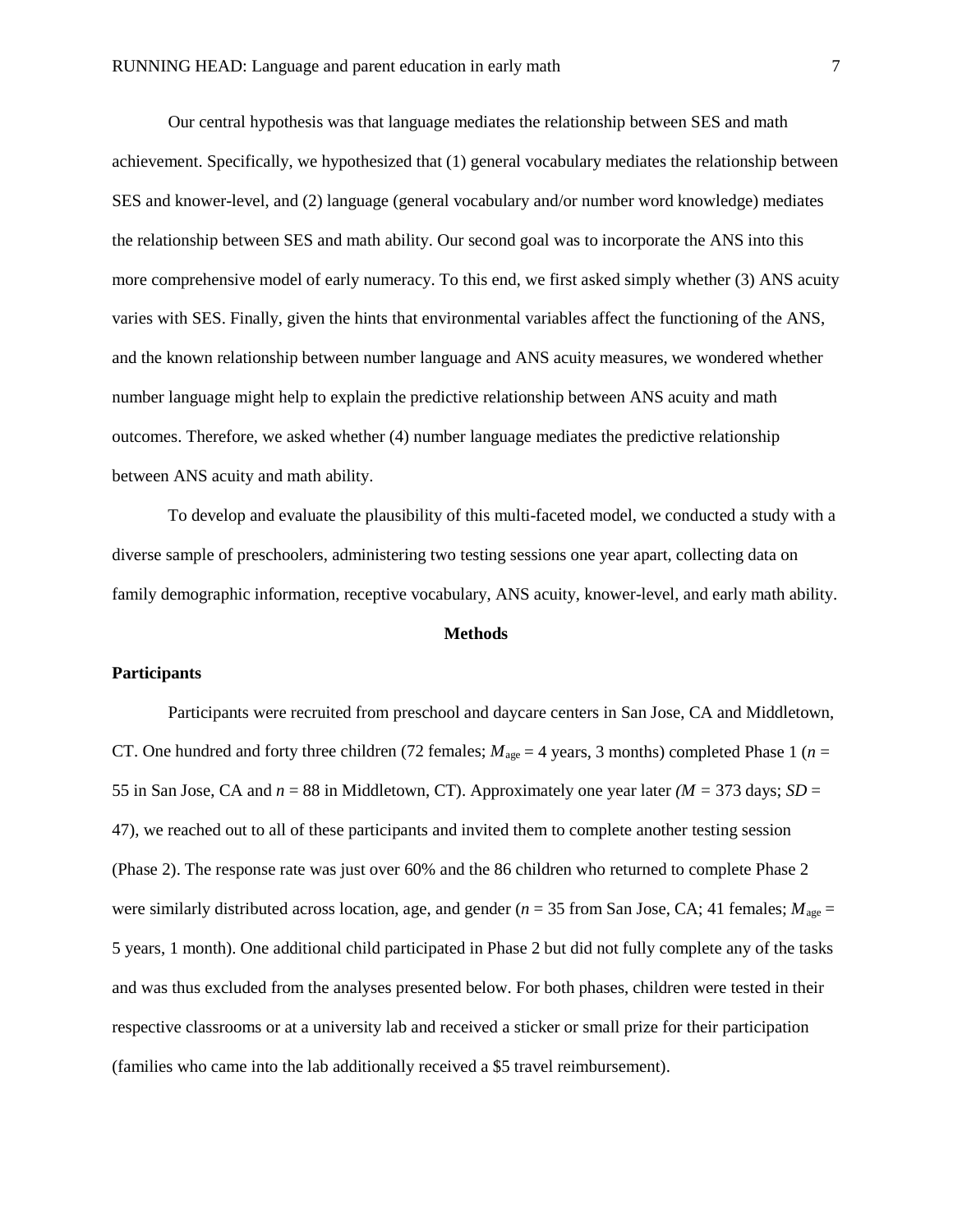Our central hypothesis was that language mediates the relationship between SES and math achievement. Specifically, we hypothesized that (1) general vocabulary mediates the relationship between SES and knower-level, and (2) language (general vocabulary and/or number word knowledge) mediates the relationship between SES and math ability. Our second goal was to incorporate the ANS into this more comprehensive model of early numeracy. To this end, we first asked simply whether (3) ANS acuity varies with SES. Finally, given the hints that environmental variables affect the functioning of the ANS, and the known relationship between number language and ANS acuity measures, we wondered whether number language might help to explain the predictive relationship between ANS acuity and math outcomes. Therefore, we asked whether (4) number language mediates the predictive relationship between ANS acuity and math ability.

To develop and evaluate the plausibility of this multi-faceted model, we conducted a study with a diverse sample of preschoolers, administering two testing sessions one year apart, collecting data on family demographic information, receptive vocabulary, ANS acuity, knower-level, and early math ability.

## Methods

### Participants

Participants were recruited from preschool and daycare centers in San Jose, CA and Middletown, CT. One hundred and forty three children (72 females; $M_{age}$ = 4 years, 3 months) completed Phase 1 ($n$ = 55 in San Jose, CA and $n$ = 88 in Middletown, CT). Approximately one year later ($M$ = 373 days; $SD$ = 47), we reached out to all of these participants and invited them to complete another testing session (Phase 2). The response rate was just over 60% and the 86 children who returned to complete Phase 2 were similarly distributed across location, age, and gender ($n$ = 35 from San Jose, CA; 41 females; $M_{age}$ = 5 years, 1 month). One additional child participated in Phase 2 but did not fully complete any of the tasks and was thus excluded from the analyses presented below. For both phases, children were tested in their respective classrooms or at a university lab and received a sticker or small prize for their participation (families who came into the lab additionally received a $5 travel reimbursement).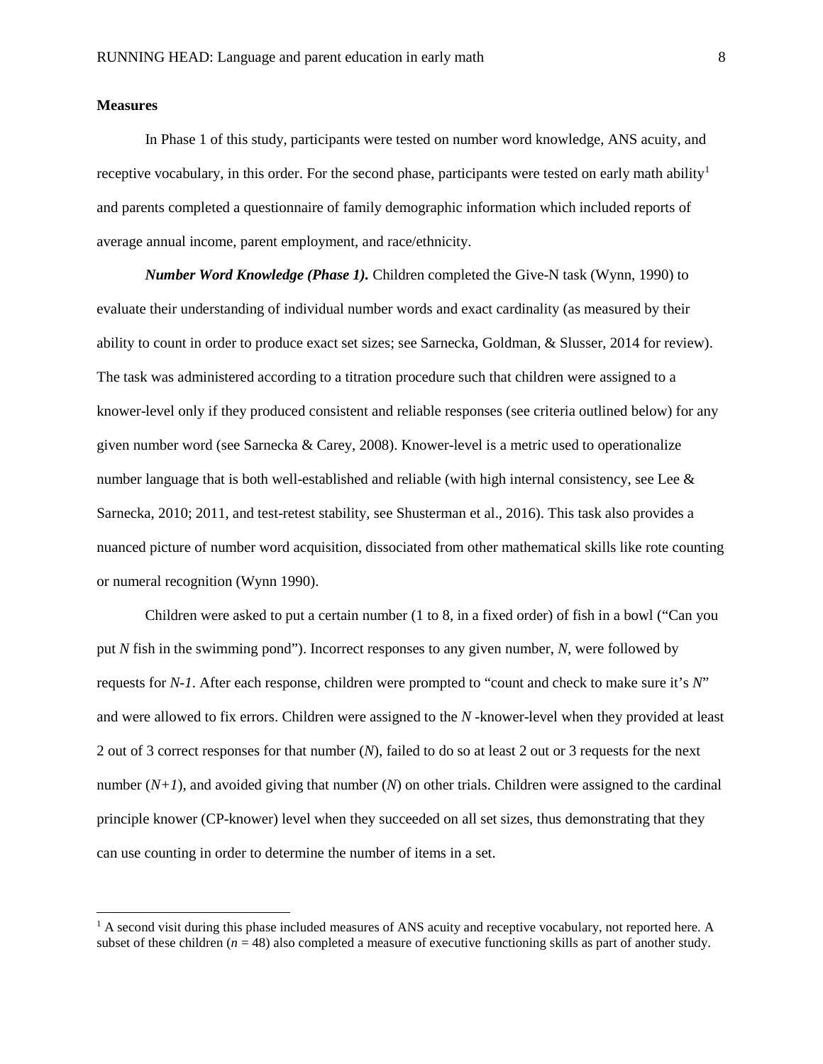**Measures**

In Phase 1 of this study, participants were tested on number word knowledge, ANS acuity, and receptive vocabulary, in this order. For the second phase, participants were tested on early math ability[1] and parents completed a questionnaire of family demographic information which included reports of average annual income, parent employment, and race/ethnicity.

***Number Word Knowledge (Phase 1).*** Children completed the Give-N task (Wynn, 1990) to evaluate their understanding of individual number words and exact cardinality (as measured by their ability to count in order to produce exact set sizes; see Sarnecka, Goldman, & Slusser, 2014 for review). The task was administered according to a titration procedure such that children were assigned to a knower-level only if they produced consistent and reliable responses (see criteria outlined below) for any given number word (see Sarnecka & Carey, 2008). Knower-level is a metric used to operationalize number language that is both well-established and reliable (with high internal consistency, see Lee & Sarnecka, 2010; 2011, and test-retest stability, see Shusterman et al., 2016). This task also provides a nuanced picture of number word acquisition, dissociated from other mathematical skills like rote counting or numeral recognition (Wynn 1990).

Children were asked to put a certain number (1 to 8, in a fixed order) of fish in a bowl ("Can you put *N* fish in the swimming pond"). Incorrect responses to any given number, *N*, were followed by requests for *N-1*. After each response, children were prompted to "count and check to make sure it's *N*" and were allowed to fix errors. Children were assigned to the *N* -knower-level when they provided at least 2 out of 3 correct responses for that number (*N*), failed to do so at least 2 out or 3 requests for the next number (*N+1*), and avoided giving that number (*N*) on other trials. Children were assigned to the cardinal principle knower (CP-knower) level when they succeeded on all set sizes, thus demonstrating that they can use counting in order to determine the number of items in a set.

[1] A second visit during this phase included measures of ANS acuity and receptive vocabulary, not reported here. A subset of these children ($n$ = 48) also completed a measure of executive functioning skills as part of another study.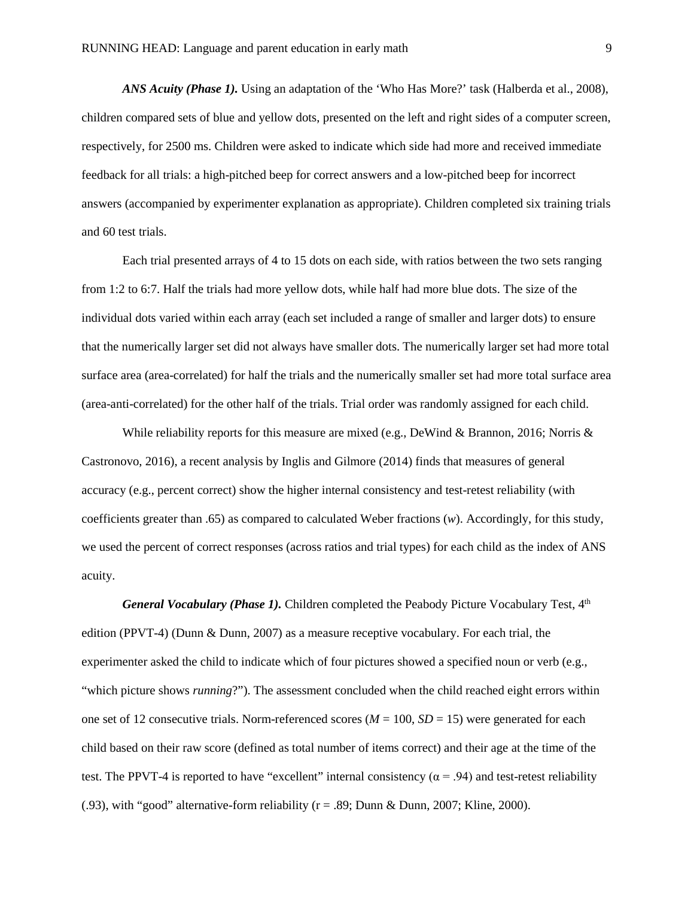***ANS Acuity (Phase 1).*** Using an adaptation of the 'Who Has More?' task (Halberda et al., 2008), children compared sets of blue and yellow dots, presented on the left and right sides of a computer screen, respectively, for 2500 ms. Children were asked to indicate which side had more and received immediate feedback for all trials: a high-pitched beep for correct answers and a low-pitched beep for incorrect answers (accompanied by experimenter explanation as appropriate). Children completed six training trials and 60 test trials.

Each trial presented arrays of 4 to 15 dots on each side, with ratios between the two sets ranging from 1:2 to 6:7. Half the trials had more yellow dots, while half had more blue dots. The size of the individual dots varied within each array (each set included a range of smaller and larger dots) to ensure that the numerically larger set did not always have smaller dots. The numerically larger set had more total surface area (area-correlated) for half the trials and the numerically smaller set had more total surface area (area-anti-correlated) for the other half of the trials. Trial order was randomly assigned for each child.

While reliability reports for this measure are mixed (e.g., DeWind & Brannon, 2016; Norris & Castronovo, 2016), a recent analysis by Inglis and Gilmore (2014) finds that measures of general accuracy (e.g., percent correct) show the higher internal consistency and test-retest reliability (with coefficients greater than .65) as compared to calculated Weber fractions ($w$). Accordingly, for this study, we used the percent of correct responses (across ratios and trial types) for each child as the index of ANS acuity.

***General Vocabulary (Phase 1).*** Children completed the Peabody Picture Vocabulary Test, 4$^{th}$ edition (PPVT-4) (Dunn & Dunn, 2007) as a measure receptive vocabulary. For each trial, the experimenter asked the child to indicate which of four pictures showed a specified noun or verb (e.g., "which picture shows *running*?"). The assessment concluded when the child reached eight errors within one set of 12 consecutive trials. Norm-referenced scores ($M$ = 100, $SD$ = 15) were generated for each child based on their raw score (defined as total number of items correct) and their age at the time of the test. The PPVT-4 is reported to have "excellent" internal consistency ($\alpha$ = .94) and test-retest reliability (.93), with "good" alternative-form reliability (r = .89; Dunn & Dunn, 2007; Kline, 2000).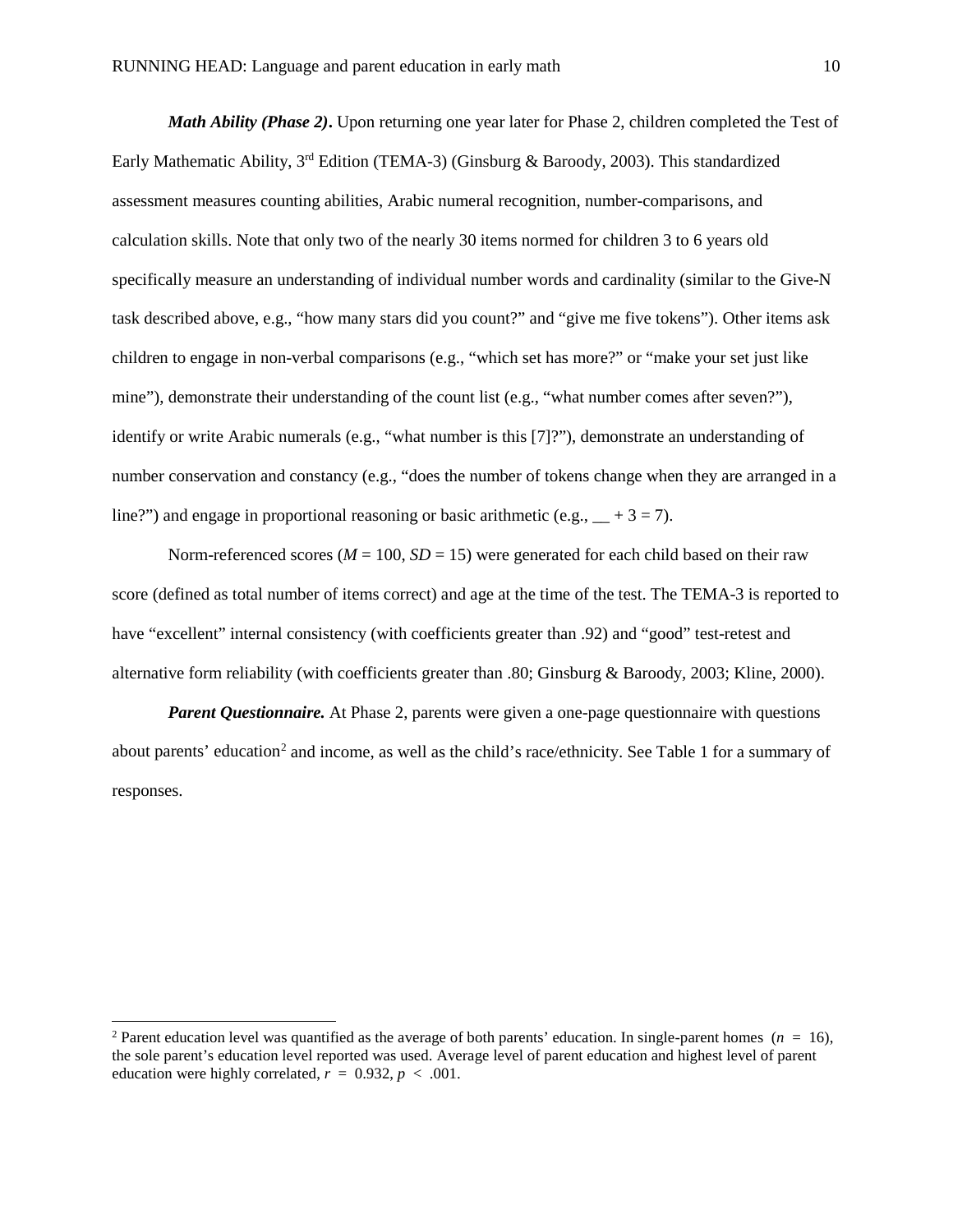***Math Ability (Phase 2)*.** Upon returning one year later for Phase 2, children completed the Test of Early Mathematic Ability, 3rd Edition (TEMA-3) (Ginsburg & Baroody, 2003). This standardized assessment measures counting abilities, Arabic numeral recognition, number-comparisons, and calculation skills. Note that only two of the nearly 30 items normed for children 3 to 6 years old specifically measure an understanding of individual number words and cardinality (similar to the Give-N task described above, e.g., "how many stars did you count?" and "give me five tokens"). Other items ask children to engage in non-verbal comparisons (e.g., "which set has more?" or "make your set just like mine"), demonstrate their understanding of the count list (e.g., "what number comes after seven?"), identify or write Arabic numerals (e.g., "what number is this [7]?"), demonstrate an understanding of number conservation and constancy (e.g., "does the number of tokens change when they are arranged in a line?") and engage in proportional reasoning or basic arithmetic (e.g., __ + 3 = 7).

Norm-referenced scores ($M = 100$, $SD = 15$) were generated for each child based on their raw score (defined as total number of items correct) and age at the time of the test. The TEMA-3 is reported to have "excellent" internal consistency (with coefficients greater than .92) and "good" test-retest and alternative form reliability (with coefficients greater than .80; Ginsburg & Baroody, 2003; Kline, 2000).

***Parent Questionnaire.*** At Phase 2, parents were given a one-page questionnaire with questions about parents' education[2] and income, as well as the child's race/ethnicity. See Table 1 for a summary of responses.

---

[2] Parent education level was quantified as the average of both parents' education. In single-parent homes ($n = 16$), the sole parent's education level reported was used. Average level of parent education and highest level of parent education were highly correlated, $r = 0.932$, $p < .001$.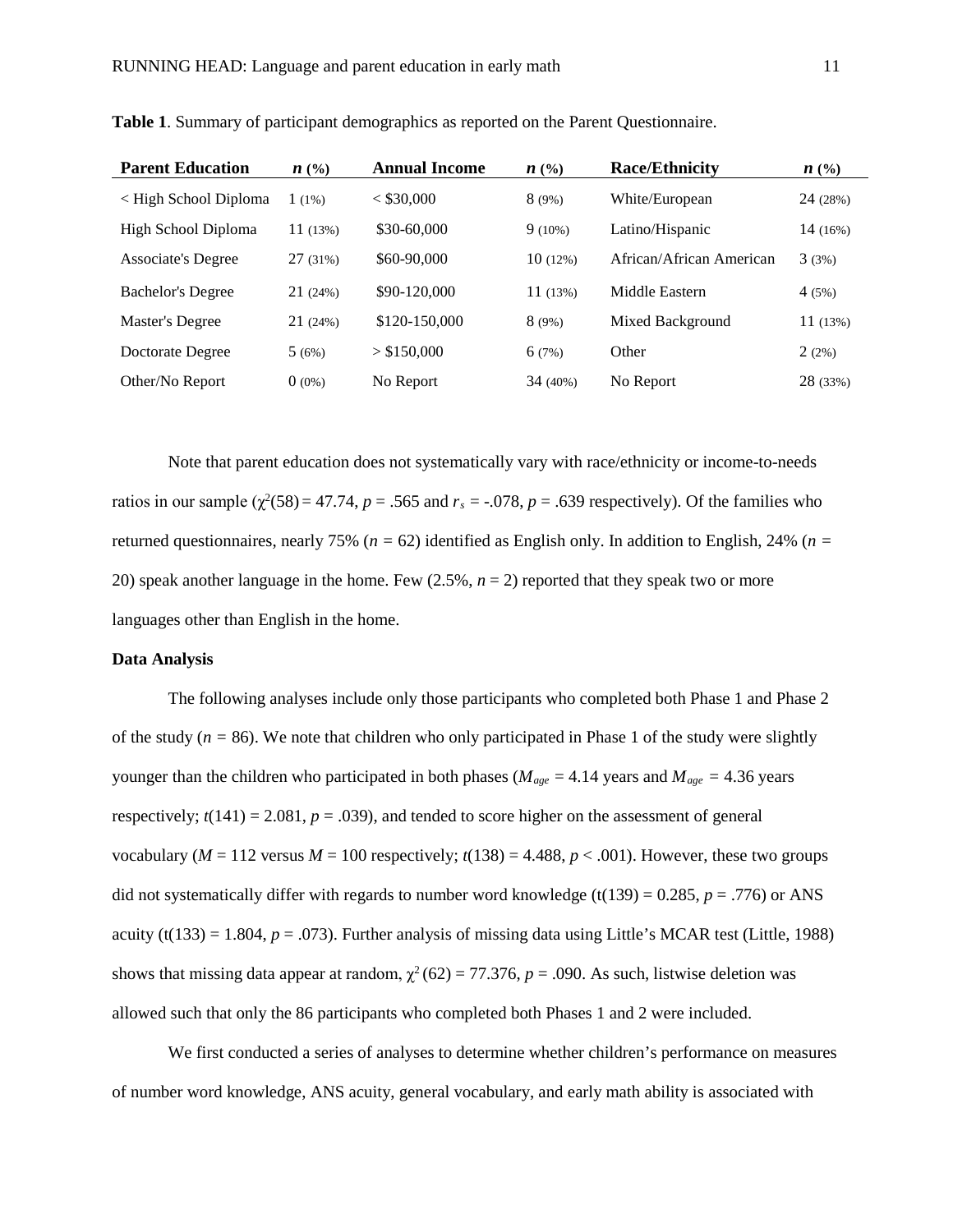**Table 1**. Summary of participant demographics as reported on the Parent Questionnaire.

| **Parent Education** | ***n* (%)** | **Annual Income** | ***n* (%)** | **Race/Ethnicity** | ***n* (%)** |
|---|---|---|---|---|---|
| < High School Diploma | 1 (1%) | < $30,000 | 8 (9%) | White/European | 24 (28%) |
| High School Diploma | 11 (13%) | $30-60,000 | 9 (10%) | Latino/Hispanic | 14 (16%) |
| Associate's Degree | 27 (31%) | $60-90,000 | 10 (12%) | African/African American | 3 (3%) |
| Bachelor's Degree | 21 (24%) | $90-120,000 | 11 (13%) | Middle Eastern | 4 (5%) |
| Master's Degree | 21 (24%) | $120-150,000 | 8 (9%) | Mixed Background | 11 (13%) |
| Doctorate Degree | 5 (6%) | > $150,000 | 6 (7%) | Other | 2 (2%) |
| Other/No Report | 0 (0%) | No Report | 34 (40%) | No Report | 28 (33%) |

Note that parent education does not systematically vary with race/ethnicity or income-to-needs ratios in our sample ($\chi^2(58) = 47.74$, $p = .565$ and $r_s = -.078$, $p = .639$ respectively). Of the families who returned questionnaires, nearly 75% ($n = 62$) identified as English only. In addition to English, 24% ($n = 20$) speak another language in the home. Few (2.5%, $n = 2$) reported that they speak two or more languages other than English in the home.

**Data Analysis**

The following analyses include only those participants who completed both Phase 1 and Phase 2 of the study ($n = 86$). We note that children who only participated in Phase 1 of the study were slightly younger than the children who participated in both phases ($M_{age} = 4.14$ years and $M_{age} = 4.36$ years respectively; $t(141) = 2.081$, $p = .039$), and tended to score higher on the assessment of general vocabulary ($M = 112$ versus $M = 100$ respectively; $t(138) = 4.488$, $p < .001$). However, these two groups did not systematically differ with regards to number word knowledge ($t(139) = 0.285$, $p = .776$) or ANS acuity ($t(133) = 1.804$, $p = .073$). Further analysis of missing data using Little's MCAR test (Little, 1988) shows that missing data appear at random, $\chi^2(62) = 77.376$, $p = .090$. As such, listwise deletion was allowed such that only the 86 participants who completed both Phases 1 and 2 were included.

We first conducted a series of analyses to determine whether children's performance on measures of number word knowledge, ANS acuity, general vocabulary, and early math ability is associated with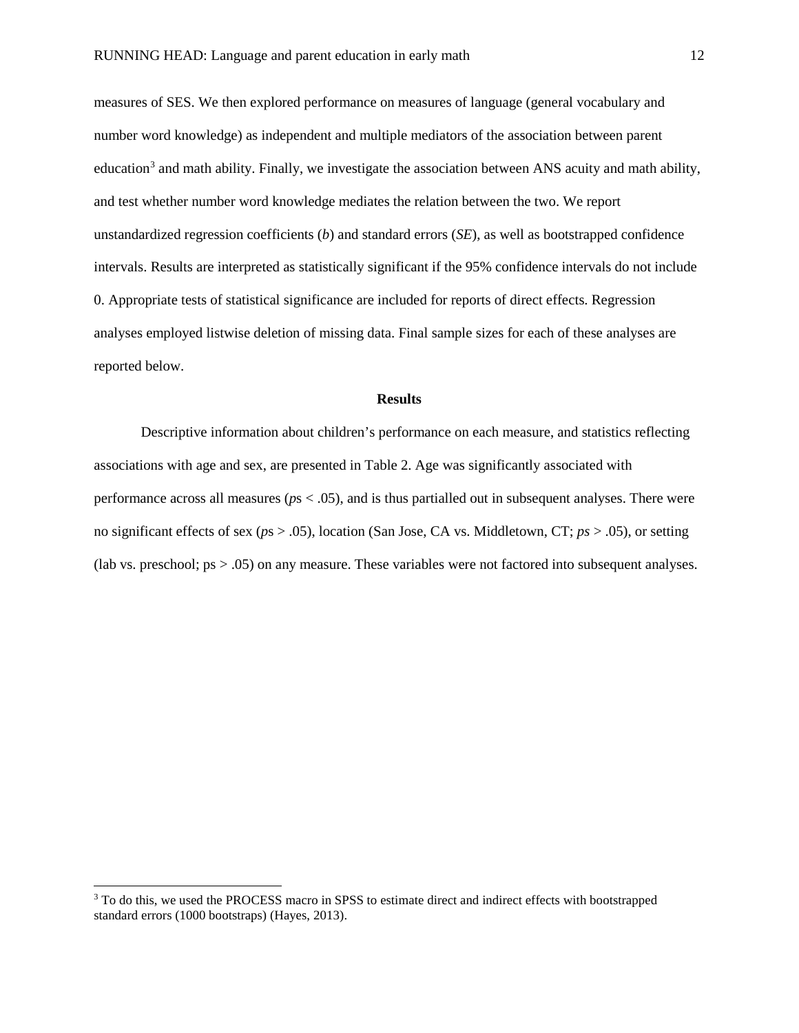measures of SES. We then explored performance on measures of language (general vocabulary and number word knowledge) as independent and multiple mediators of the association between parent education[3] and math ability. Finally, we investigate the association between ANS acuity and math ability, and test whether number word knowledge mediates the relation between the two. We report unstandardized regression coefficients (*b*) and standard errors (*SE*), as well as bootstrapped confidence intervals. Results are interpreted as statistically significant if the 95% confidence intervals do not include 0. Appropriate tests of statistical significance are included for reports of direct effects. Regression analyses employed listwise deletion of missing data. Final sample sizes for each of these analyses are reported below.

## Results

Descriptive information about children's performance on each measure, and statistics reflecting associations with age and sex, are presented in Table 2. Age was significantly associated with performance across all measures (*p*s $< .05$), and is thus partialled out in subsequent analyses. There were no significant effects of sex (*p*s $> .05$), location (San Jose, CA vs. Middletown, CT; *ps* $> .05$), or setting (lab vs. preschool; ps $> .05$) on any measure. These variables were not factored into subsequent analyses.

---

[3] To do this, we used the PROCESS macro in SPSS to estimate direct and indirect effects with bootstrapped standard errors (1000 bootstraps) (Hayes, 2013).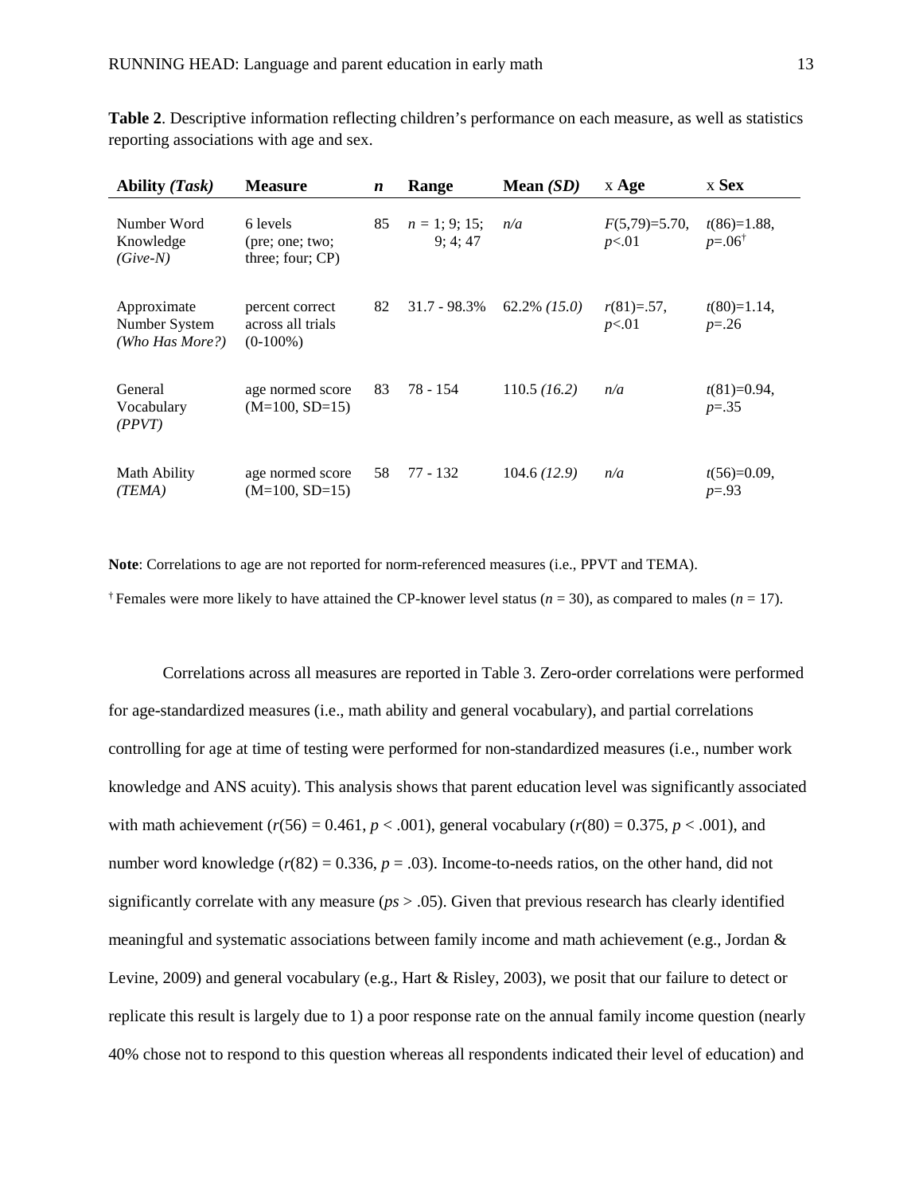**Table 2**. Descriptive information reflecting children's performance on each measure, as well as statistics reporting associations with age and sex.

| **Ability *(Task)*** | **Measure** | ***n*** | **Range** | **Mean *(SD)*** | x **Age** | x **Sex** |
|---|---|---|---|---|---|---|
| Number Word Knowledge *(Give-N)* | 6 levels (pre; one; two; three; four; CP) | 85 | $n$ = 1; 9; 15; 9; 4; 47 | *n/a* | $F(5,79)$=5.70, $p$<.01 | $t(86)$=1.88, $p$=.06[†] |
| Approximate Number System *(Who Has More?)* | percent correct across all trials (0-100%) | 82 | 31.7 - 98.3% | 62.2% *(15.0)* | $r(81)$=.57, $p$<.01 | $t(80)$=1.14, $p$=.26 |
| General Vocabulary *(PPVT)* | age normed score (M=100, SD=15) | 83 | 78 - 154 | 110.5 *(16.2)* | *n/a* | $t(81)$=0.94, $p$=.35 |
| Math Ability *(TEMA)* | age normed score (M=100, SD=15) | 58 | 77 - 132 | 104.6 *(12.9)* | *n/a* | $t(56)$=0.09, $p$=.93 |

**Note**: Correlations to age are not reported for norm-referenced measures (i.e., PPVT and TEMA).

[†] Females were more likely to have attained the CP-knower level status ($n$ = 30), as compared to males ($n$ = 17).

Correlations across all measures are reported in Table 3. Zero-order correlations were performed for age-standardized measures (i.e., math ability and general vocabulary), and partial correlations controlling for age at time of testing were performed for non-standardized measures (i.e., number work knowledge and ANS acuity). This analysis shows that parent education level was significantly associated with math achievement ($r(56) = 0.461$, $p < .001$), general vocabulary ($r(80) = 0.375$, $p < .001$), and number word knowledge ($r(82) = 0.336$, $p = .03$). Income-to-needs ratios, on the other hand, did not significantly correlate with any measure ($ps > .05$). Given that previous research has clearly identified meaningful and systematic associations between family income and math achievement (e.g., Jordan & Levine, 2009) and general vocabulary (e.g., Hart & Risley, 2003), we posit that our failure to detect or replicate this result is largely due to 1) a poor response rate on the annual family income question (nearly 40% chose not to respond to this question whereas all respondents indicated their level of education) and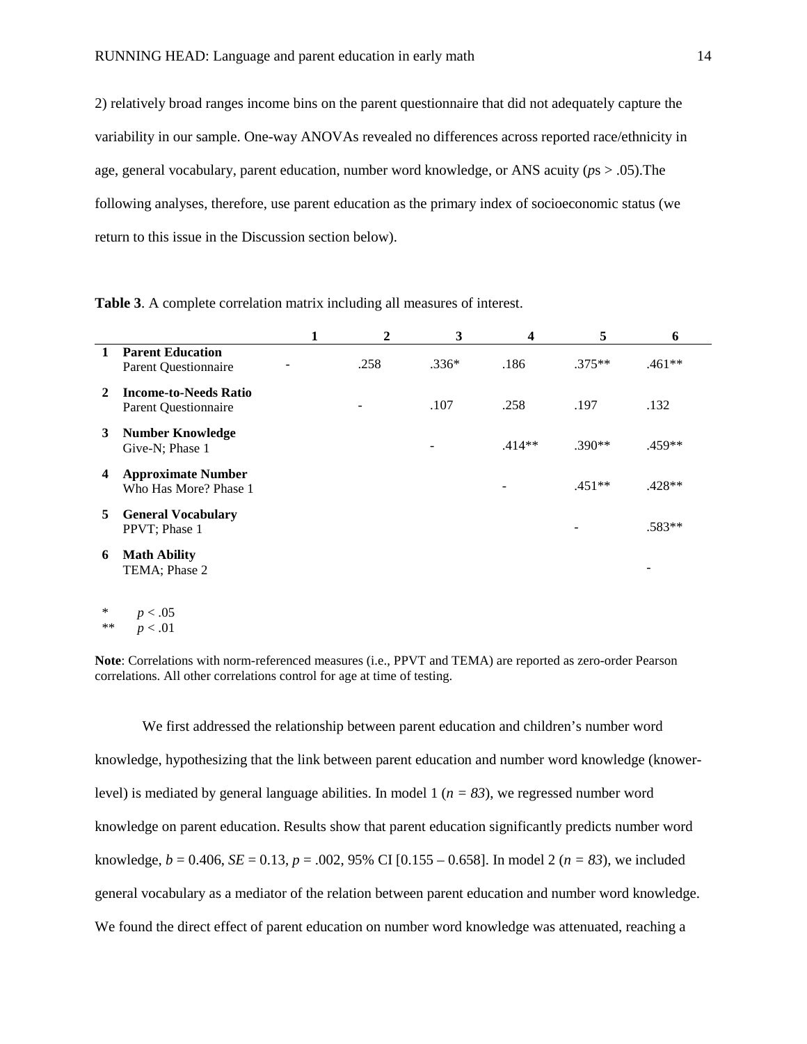2) relatively broad ranges income bins on the parent questionnaire that did not adequately capture the variability in our sample. One-way ANOVAs revealed no differences across reported race/ethnicity in age, general vocabulary, parent education, number word knowledge, or ANS acuity (*p*s > .05).The following analyses, therefore, use parent education as the primary index of socioeconomic status (we return to this issue in the Discussion section below).

**Table 3**. A complete correlation matrix including all measures of interest.

| | | 1 | 2 | 3 | 4 | 5 | 6 |
|---|---|---|---|---|---|---|---|
| 1 | **Parent Education** Parent Questionnaire | - | .258 | .336* | .186 | .375** | .461** |
| 2 | **Income-to-Needs Ratio** Parent Questionnaire | | - | .107 | .258 | .197 | .132 |
| 3 | **Number Knowledge** Give-N; Phase 1 | | | - | .414** | .390** | .459** |
| 4 | **Approximate Number** Who Has More? Phase 1 | | | | - | .451** | .428** |
| 5 | **General Vocabulary** PPVT; Phase 1 | | | | | - | .583** |
| 6 | **Math Ability** TEMA; Phase 2 | | | | | | - |

\* $p < .05$
\** $p < .01$

**Note**: Correlations with norm-referenced measures (i.e., PPVT and TEMA) are reported as zero-order Pearson correlations. All other correlations control for age at time of testing.

We first addressed the relationship between parent education and children's number word knowledge, hypothesizing that the link between parent education and number word knowledge (knower-level) is mediated by general language abilities. In model 1 ($n = 83$), we regressed number word knowledge on parent education. Results show that parent education significantly predicts number word knowledge, $b = 0.406$, $SE = 0.13$, $p = .002$, 95% CI [0.155 – 0.658]. In model 2 ($n = 83$), we included general vocabulary as a mediator of the relation between parent education and number word knowledge. We found the direct effect of parent education on number word knowledge was attenuated, reaching a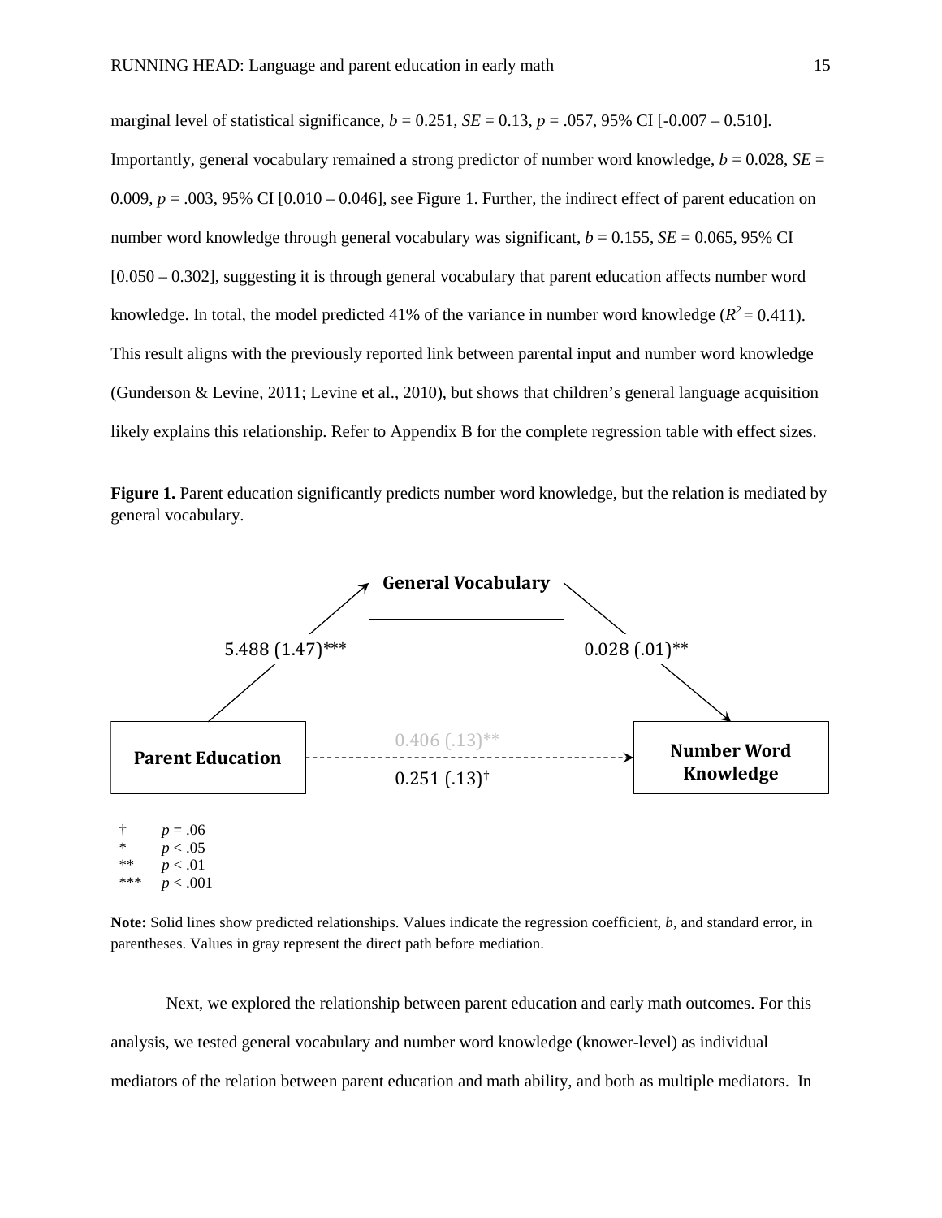marginal level of statistical significance, $b = 0.251$, $SE = 0.13$, $p = .057$, 95% CI [-0.007 – 0.510]. Importantly, general vocabulary remained a strong predictor of number word knowledge, $b = 0.028$, $SE = 0.009$, $p = .003$, 95% CI [0.010 – 0.046], see Figure 1. Further, the indirect effect of parent education on number word knowledge through general vocabulary was significant, $b = 0.155$, $SE = 0.065$, 95% CI [0.050 – 0.302], suggesting it is through general vocabulary that parent education affects number word knowledge. In total, the model predicted 41% of the variance in number word knowledge ($R^2 = 0.411$). This result aligns with the previously reported link between parental input and number word knowledge (Gunderson & Levine, 2011; Levine et al., 2010), but shows that children's general language acquisition likely explains this relationship. Refer to Appendix B for the complete regression table with effect sizes.

**Figure 1.** Parent education significantly predicts number word knowledge, but the relation is mediated by general vocabulary.

General Vocabulary

5.488 (1.47)***

0.028 (.01)**

Parent Education

0.406 (.13)**

0.251 (.13)†

Number Word Knowledge

† $p = .06$
* $p < .05$
** $p < .01$
*** $p < .001$

**Note:** Solid lines show predicted relationships. Values indicate the regression coefficient, *b*, and standard error, in parentheses. Values in gray represent the direct path before mediation.

Next, we explored the relationship between parent education and early math outcomes. For this analysis, we tested general vocabulary and number word knowledge (knower-level) as individual mediators of the relation between parent education and math ability, and both as multiple mediators. In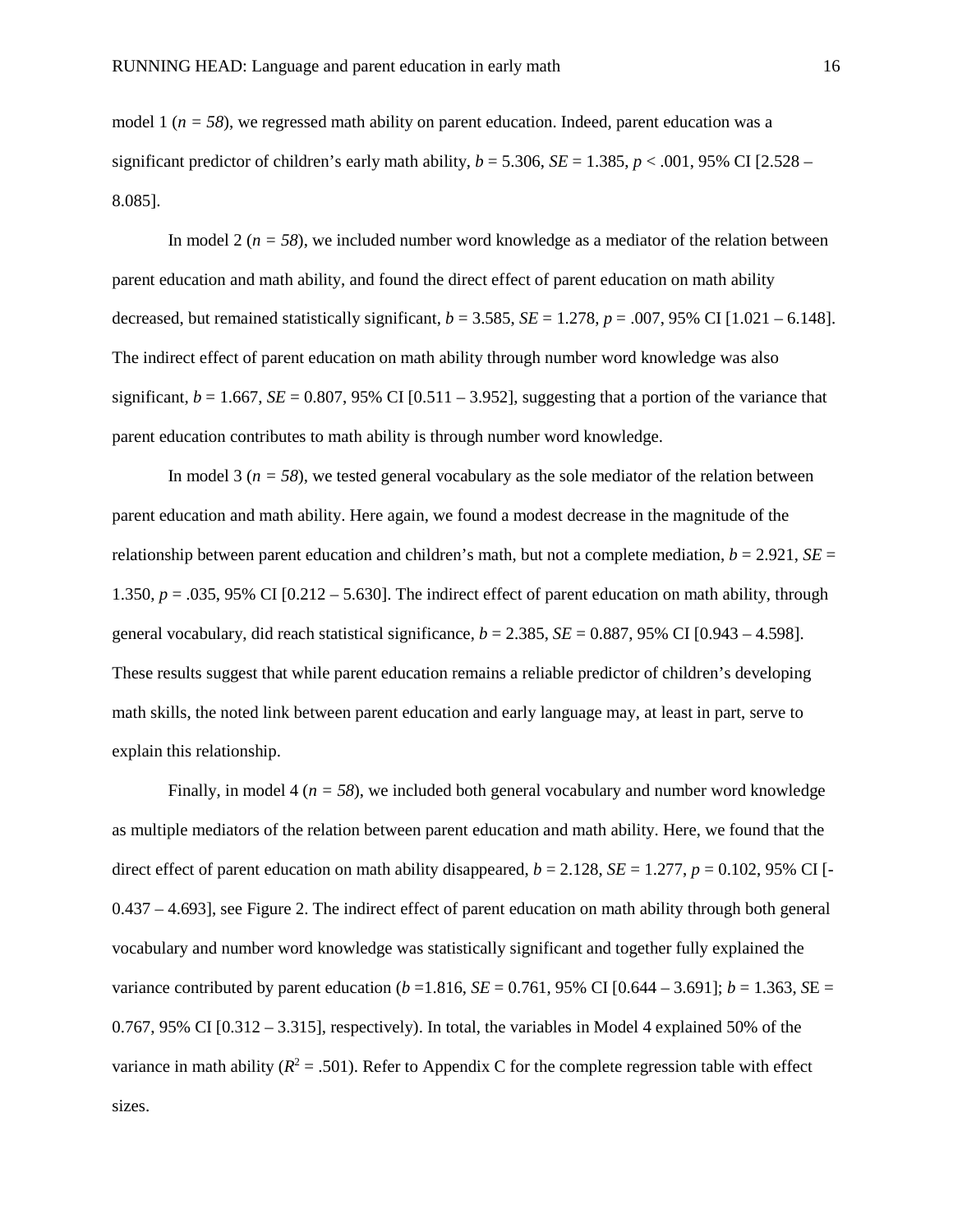model 1 ($n = 58$), we regressed math ability on parent education. Indeed, parent education was a significant predictor of children's early math ability, $b = 5.306$, $SE = 1.385$, $p < .001$, 95% CI [2.528 – 8.085].

In model 2 ($n = 58$), we included number word knowledge as a mediator of the relation between parent education and math ability, and found the direct effect of parent education on math ability decreased, but remained statistically significant, $b = 3.585$, $SE = 1.278$, $p = .007$, 95% CI [1.021 – 6.148]. The indirect effect of parent education on math ability through number word knowledge was also significant, $b = 1.667$, $SE = 0.807$, 95% CI [0.511 – 3.952], suggesting that a portion of the variance that parent education contributes to math ability is through number word knowledge.

In model 3 ($n = 58$), we tested general vocabulary as the sole mediator of the relation between parent education and math ability. Here again, we found a modest decrease in the magnitude of the relationship between parent education and children's math, but not a complete mediation, $b = 2.921$, $SE = 1.350$, $p = .035$, 95% CI [0.212 – 5.630]. The indirect effect of parent education on math ability, through general vocabulary, did reach statistical significance, $b = 2.385$, $SE = 0.887$, 95% CI [0.943 – 4.598]. These results suggest that while parent education remains a reliable predictor of children's developing math skills, the noted link between parent education and early language may, at least in part, serve to explain this relationship.

Finally, in model 4 ($n = 58$), we included both general vocabulary and number word knowledge as multiple mediators of the relation between parent education and math ability. Here, we found that the direct effect of parent education on math ability disappeared, $b = 2.128$, $SE = 1.277$, $p = 0.102$, 95% CI [-0.437 – 4.693], see Figure 2. The indirect effect of parent education on math ability through both general vocabulary and number word knowledge was statistically significant and together fully explained the variance contributed by parent education ($b = 1.816$, $SE = 0.761$, 95% CI [0.644 – 3.691]; $b = 1.363$, $SE = 0.767$, 95% CI [0.312 – 3.315], respectively). In total, the variables in Model 4 explained 50% of the variance in math ability ($R^2 = .501$). Refer to Appendix C for the complete regression table with effect sizes.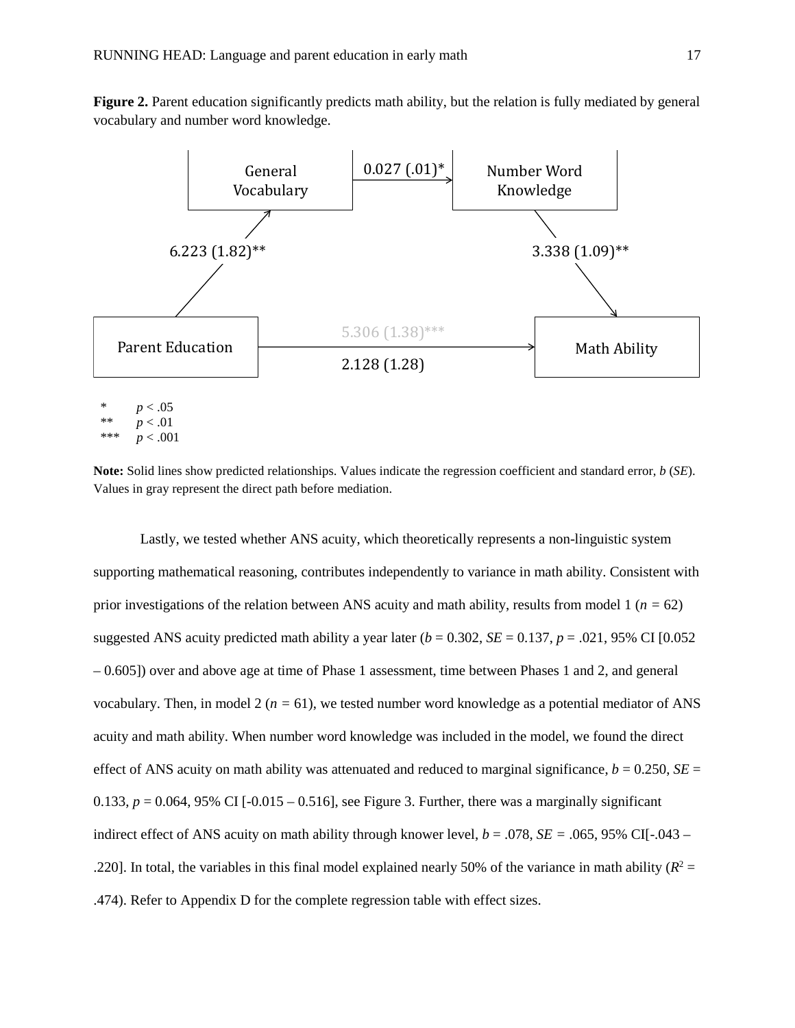**Figure 2.** Parent education significantly predicts math ability, but the relation is fully mediated by general vocabulary and number word knowledge.

General Vocabulary → Number Word Knowledge: 0.027 (.01)*

Parent Education → General Vocabulary: 6.223 (1.82)**

Number Word Knowledge → Math Ability: 3.338 (1.09)**

Parent Education → Math Ability: 5.306 (1.38)*** (gray); 2.128 (1.28)

\* $p < .05$
\*\* $p < .01$
\*\*\* $p < .001$

**Note:** Solid lines show predicted relationships. Values indicate the regression coefficient and standard error, *b* (*SE*). Values in gray represent the direct path before mediation.

Lastly, we tested whether ANS acuity, which theoretically represents a non-linguistic system supporting mathematical reasoning, contributes independently to variance in math ability. Consistent with prior investigations of the relation between ANS acuity and math ability, results from model 1 ($n = 62$) suggested ANS acuity predicted math ability a year later ($b = 0.302$, $SE = 0.137$, $p = .021$, 95% CI [0.052 – 0.605]) over and above age at time of Phase 1 assessment, time between Phases 1 and 2, and general vocabulary. Then, in model 2 ($n = 61$), we tested number word knowledge as a potential mediator of ANS acuity and math ability. When number word knowledge was included in the model, we found the direct effect of ANS acuity on math ability was attenuated and reduced to marginal significance, $b = 0.250$, $SE = 0.133$, $p = 0.064$, 95% CI [-0.015 – 0.516], see Figure 3. Further, there was a marginally significant indirect effect of ANS acuity on math ability through knower level, $b = .078$, $SE = .065$, 95% CI[-.043 – .220]. In total, the variables in this final model explained nearly 50% of the variance in math ability ($R^2 = .474$). Refer to Appendix D for the complete regression table with effect sizes.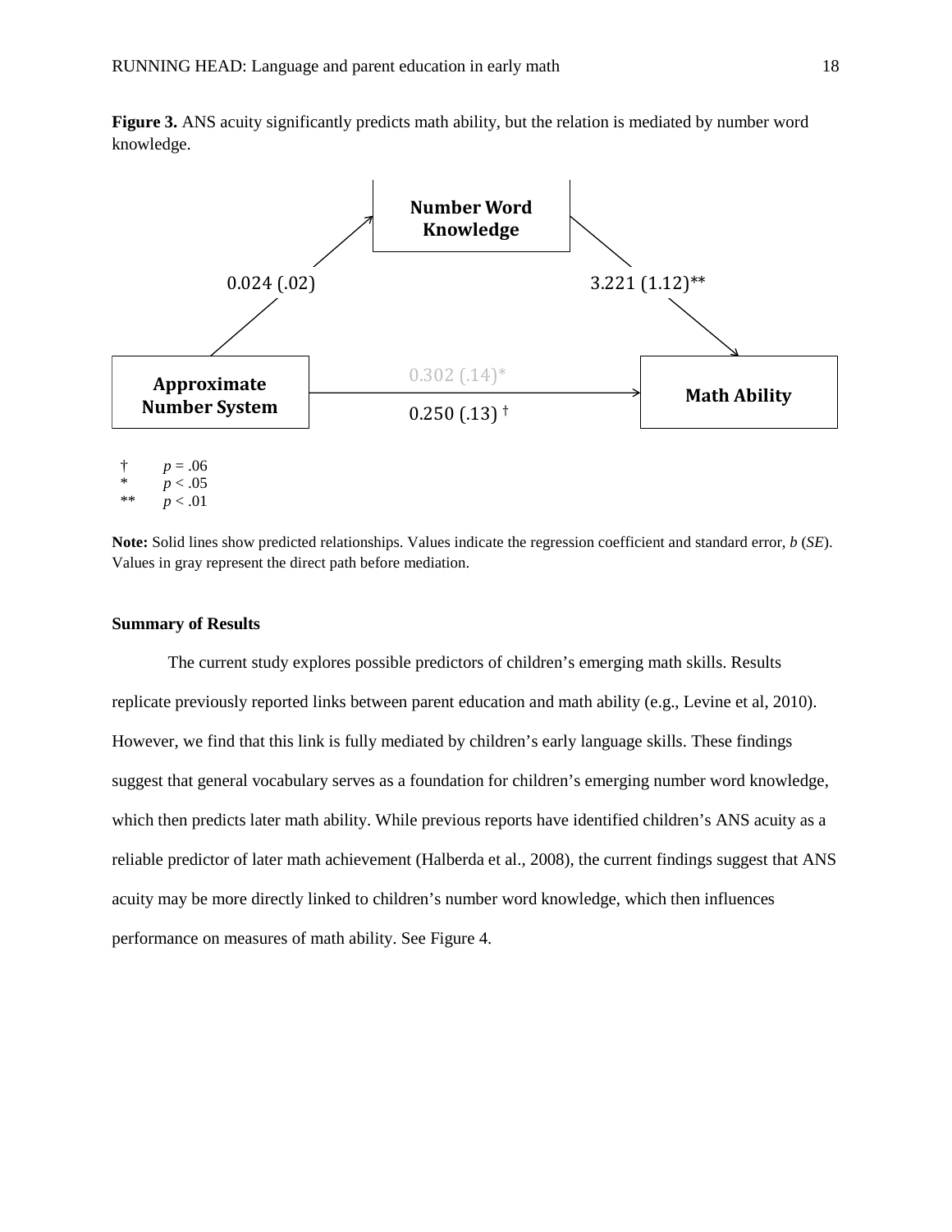**Figure 3.** ANS acuity significantly predicts math ability, but the relation is mediated by number word knowledge.

Number Word Knowledge

0.024 (.02)

3.221 (1.12)**

Approximate Number System

0.302 (.14)*

0.250 (.13) †

Math Ability

† $p = .06$
* $p < .05$
** $p < .01$

**Note:** Solid lines show predicted relationships. Values indicate the regression coefficient and standard error, *b* (*SE*). Values in gray represent the direct path before mediation.

**Summary of Results**

The current study explores possible predictors of children's emerging math skills. Results replicate previously reported links between parent education and math ability (e.g., Levine et al, 2010). However, we find that this link is fully mediated by children's early language skills. These findings suggest that general vocabulary serves as a foundation for children's emerging number word knowledge, which then predicts later math ability. While previous reports have identified children's ANS acuity as a reliable predictor of later math achievement (Halberda et al., 2008), the current findings suggest that ANS acuity may be more directly linked to children's number word knowledge, which then influences performance on measures of math ability. See Figure 4.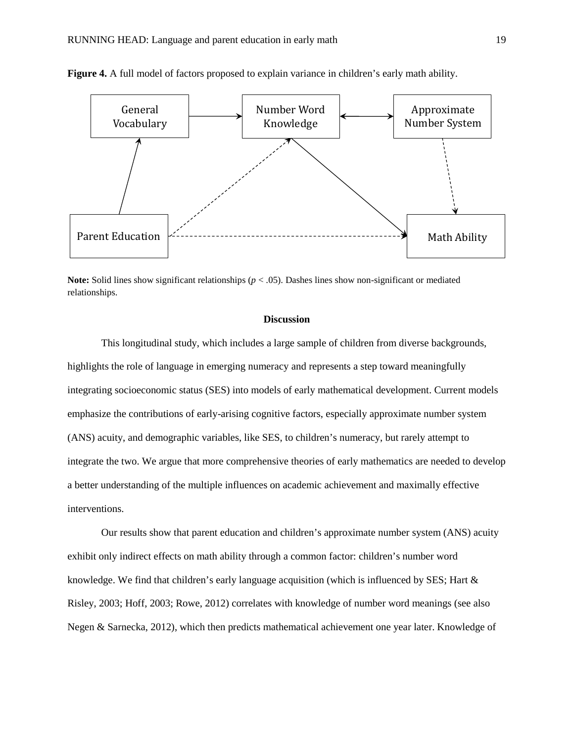**Figure 4.** A full model of factors proposed to explain variance in children's early math ability.

**Note:** Solid lines show significant relationships ($p < .05$). Dashes lines show non-significant or mediated relationships.

## Discussion

This longitudinal study, which includes a large sample of children from diverse backgrounds, highlights the role of language in emerging numeracy and represents a step toward meaningfully integrating socioeconomic status (SES) into models of early mathematical development. Current models emphasize the contributions of early-arising cognitive factors, especially approximate number system (ANS) acuity, and demographic variables, like SES, to children's numeracy, but rarely attempt to integrate the two. We argue that more comprehensive theories of early mathematics are needed to develop a better understanding of the multiple influences on academic achievement and maximally effective interventions.

Our results show that parent education and children's approximate number system (ANS) acuity exhibit only indirect effects on math ability through a common factor: children's number word knowledge. We find that children's early language acquisition (which is influenced by SES; Hart & Risley, 2003; Hoff, 2003; Rowe, 2012) correlates with knowledge of number word meanings (see also Negen & Sarnecka, 2012), which then predicts mathematical achievement one year later. Knowledge of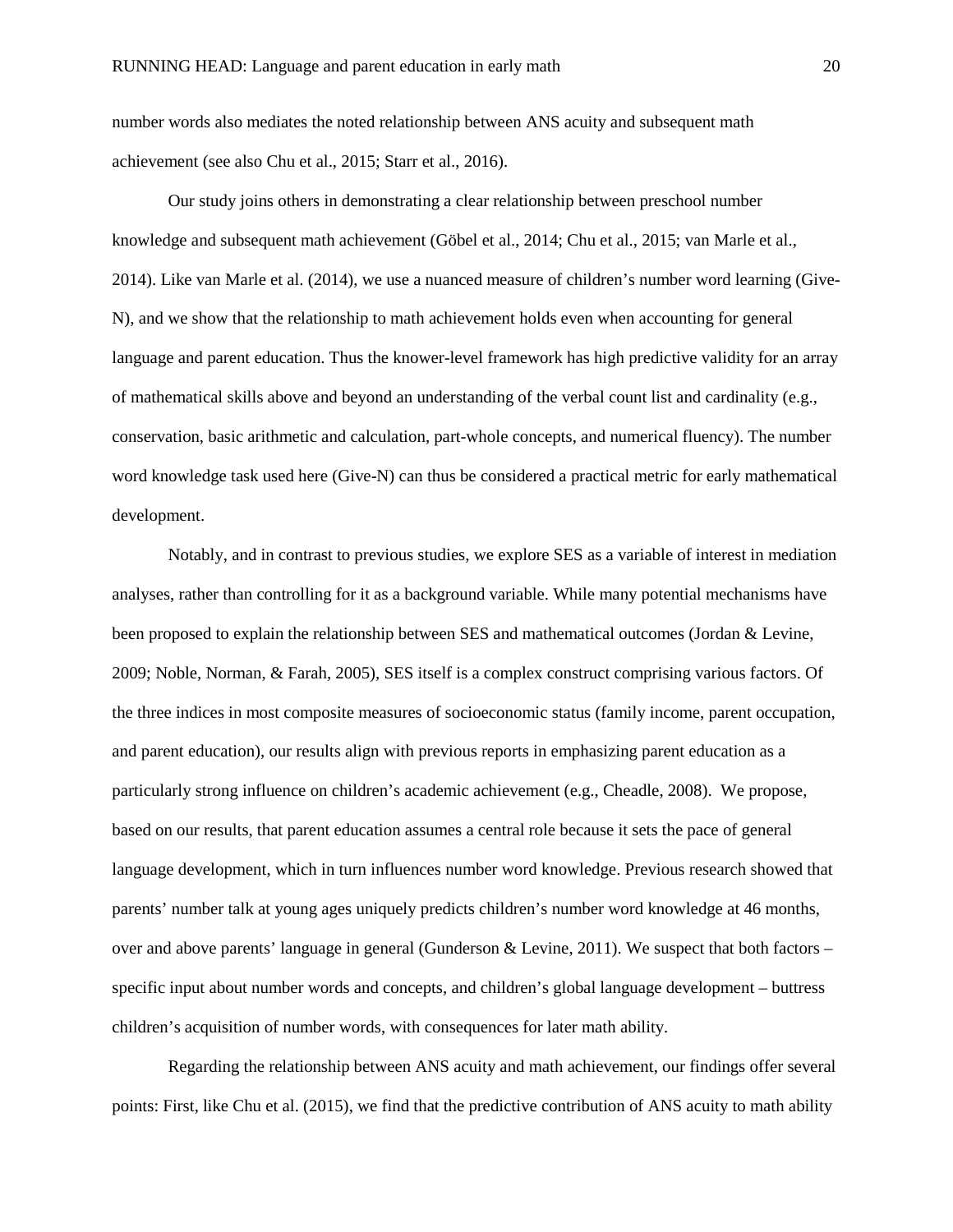number words also mediates the noted relationship between ANS acuity and subsequent math achievement (see also Chu et al., 2015; Starr et al., 2016).

Our study joins others in demonstrating a clear relationship between preschool number knowledge and subsequent math achievement (Göbel et al., 2014; Chu et al., 2015; van Marle et al., 2014). Like van Marle et al. (2014), we use a nuanced measure of children's number word learning (Give-N), and we show that the relationship to math achievement holds even when accounting for general language and parent education. Thus the knower-level framework has high predictive validity for an array of mathematical skills above and beyond an understanding of the verbal count list and cardinality (e.g., conservation, basic arithmetic and calculation, part-whole concepts, and numerical fluency). The number word knowledge task used here (Give-N) can thus be considered a practical metric for early mathematical development.

Notably, and in contrast to previous studies, we explore SES as a variable of interest in mediation analyses, rather than controlling for it as a background variable. While many potential mechanisms have been proposed to explain the relationship between SES and mathematical outcomes (Jordan & Levine, 2009; Noble, Norman, & Farah, 2005), SES itself is a complex construct comprising various factors. Of the three indices in most composite measures of socioeconomic status (family income, parent occupation, and parent education), our results align with previous reports in emphasizing parent education as a particularly strong influence on children's academic achievement (e.g., Cheadle, 2008). We propose, based on our results, that parent education assumes a central role because it sets the pace of general language development, which in turn influences number word knowledge. Previous research showed that parents' number talk at young ages uniquely predicts children's number word knowledge at 46 months, over and above parents' language in general (Gunderson & Levine, 2011). We suspect that both factors – specific input about number words and concepts, and children's global language development – buttress children's acquisition of number words, with consequences for later math ability.

Regarding the relationship between ANS acuity and math achievement, our findings offer several points: First, like Chu et al. (2015), we find that the predictive contribution of ANS acuity to math ability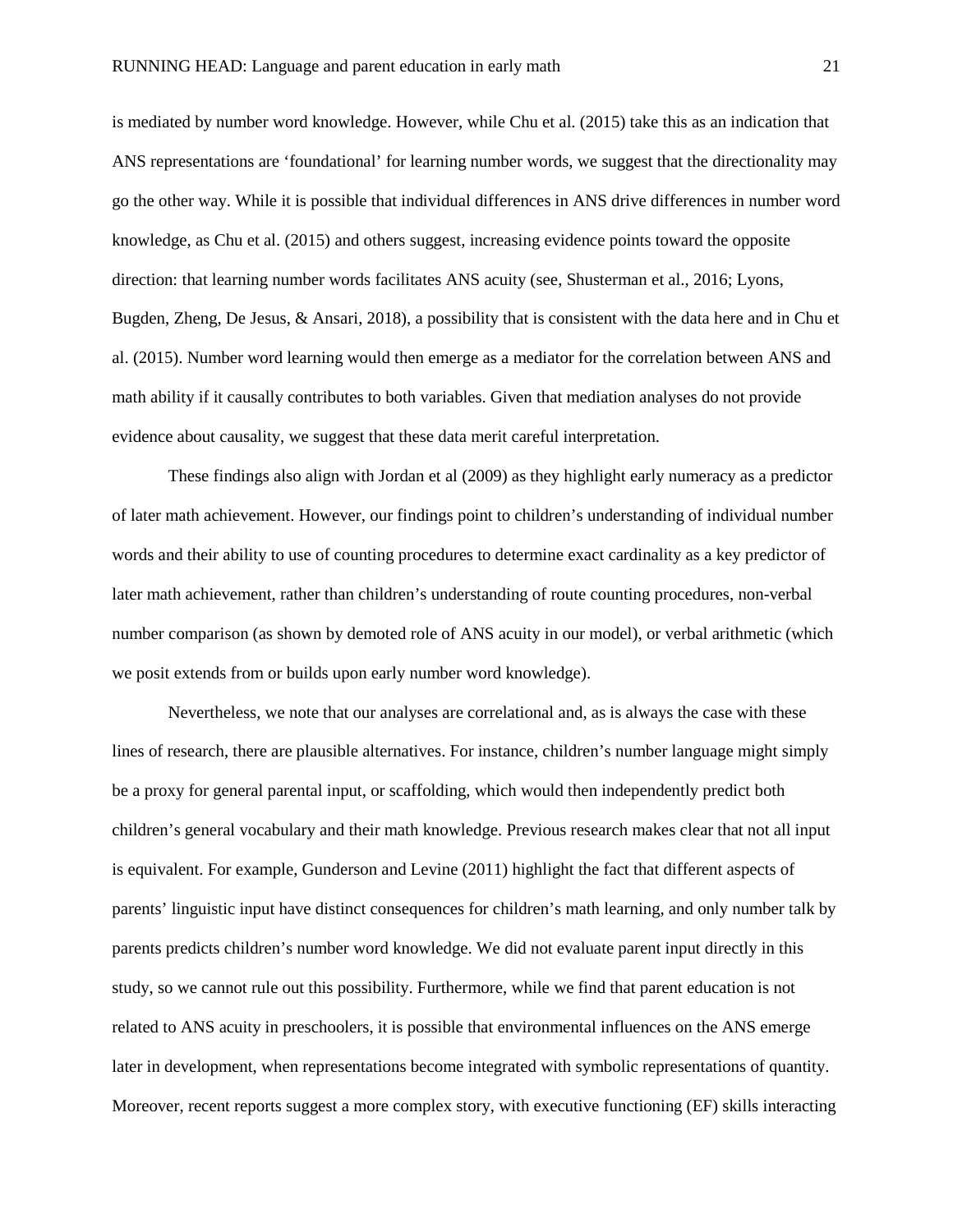is mediated by number word knowledge. However, while Chu et al. (2015) take this as an indication that ANS representations are 'foundational' for learning number words, we suggest that the directionality may go the other way. While it is possible that individual differences in ANS drive differences in number word knowledge, as Chu et al. (2015) and others suggest, increasing evidence points toward the opposite direction: that learning number words facilitates ANS acuity (see, Shusterman et al., 2016; Lyons, Bugden, Zheng, De Jesus, & Ansari, 2018), a possibility that is consistent with the data here and in Chu et al. (2015). Number word learning would then emerge as a mediator for the correlation between ANS and math ability if it causally contributes to both variables. Given that mediation analyses do not provide evidence about causality, we suggest that these data merit careful interpretation.

These findings also align with Jordan et al (2009) as they highlight early numeracy as a predictor of later math achievement. However, our findings point to children's understanding of individual number words and their ability to use of counting procedures to determine exact cardinality as a key predictor of later math achievement, rather than children's understanding of route counting procedures, non-verbal number comparison (as shown by demoted role of ANS acuity in our model), or verbal arithmetic (which we posit extends from or builds upon early number word knowledge).

Nevertheless, we note that our analyses are correlational and, as is always the case with these lines of research, there are plausible alternatives. For instance, children's number language might simply be a proxy for general parental input, or scaffolding, which would then independently predict both children's general vocabulary and their math knowledge. Previous research makes clear that not all input is equivalent. For example, Gunderson and Levine (2011) highlight the fact that different aspects of parents' linguistic input have distinct consequences for children's math learning, and only number talk by parents predicts children's number word knowledge. We did not evaluate parent input directly in this study, so we cannot rule out this possibility. Furthermore, while we find that parent education is not related to ANS acuity in preschoolers, it is possible that environmental influences on the ANS emerge later in development, when representations become integrated with symbolic representations of quantity. Moreover, recent reports suggest a more complex story, with executive functioning (EF) skills interacting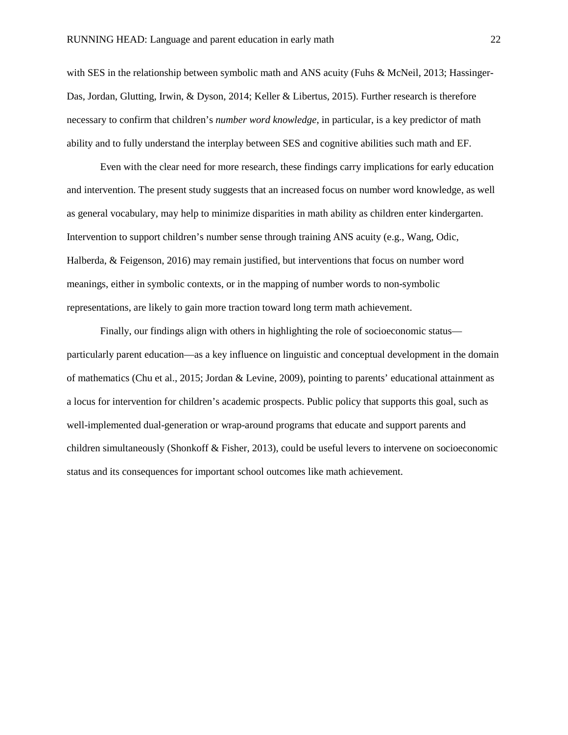with SES in the relationship between symbolic math and ANS acuity (Fuhs & McNeil, 2013; Hassinger-Das, Jordan, Glutting, Irwin, & Dyson, 2014; Keller & Libertus, 2015). Further research is therefore necessary to confirm that children's *number word knowledge*, in particular, is a key predictor of math ability and to fully understand the interplay between SES and cognitive abilities such math and EF.

Even with the clear need for more research, these findings carry implications for early education and intervention. The present study suggests that an increased focus on number word knowledge, as well as general vocabulary, may help to minimize disparities in math ability as children enter kindergarten. Intervention to support children's number sense through training ANS acuity (e.g., Wang, Odic, Halberda, & Feigenson, 2016) may remain justified, but interventions that focus on number word meanings, either in symbolic contexts, or in the mapping of number words to non-symbolic representations, are likely to gain more traction toward long term math achievement.

Finally, our findings align with others in highlighting the role of socioeconomic status—particularly parent education—as a key influence on linguistic and conceptual development in the domain of mathematics (Chu et al., 2015; Jordan & Levine, 2009), pointing to parents' educational attainment as a locus for intervention for children's academic prospects. Public policy that supports this goal, such as well-implemented dual-generation or wrap-around programs that educate and support parents and children simultaneously (Shonkoff & Fisher, 2013), could be useful levers to intervene on socioeconomic status and its consequences for important school outcomes like math achievement.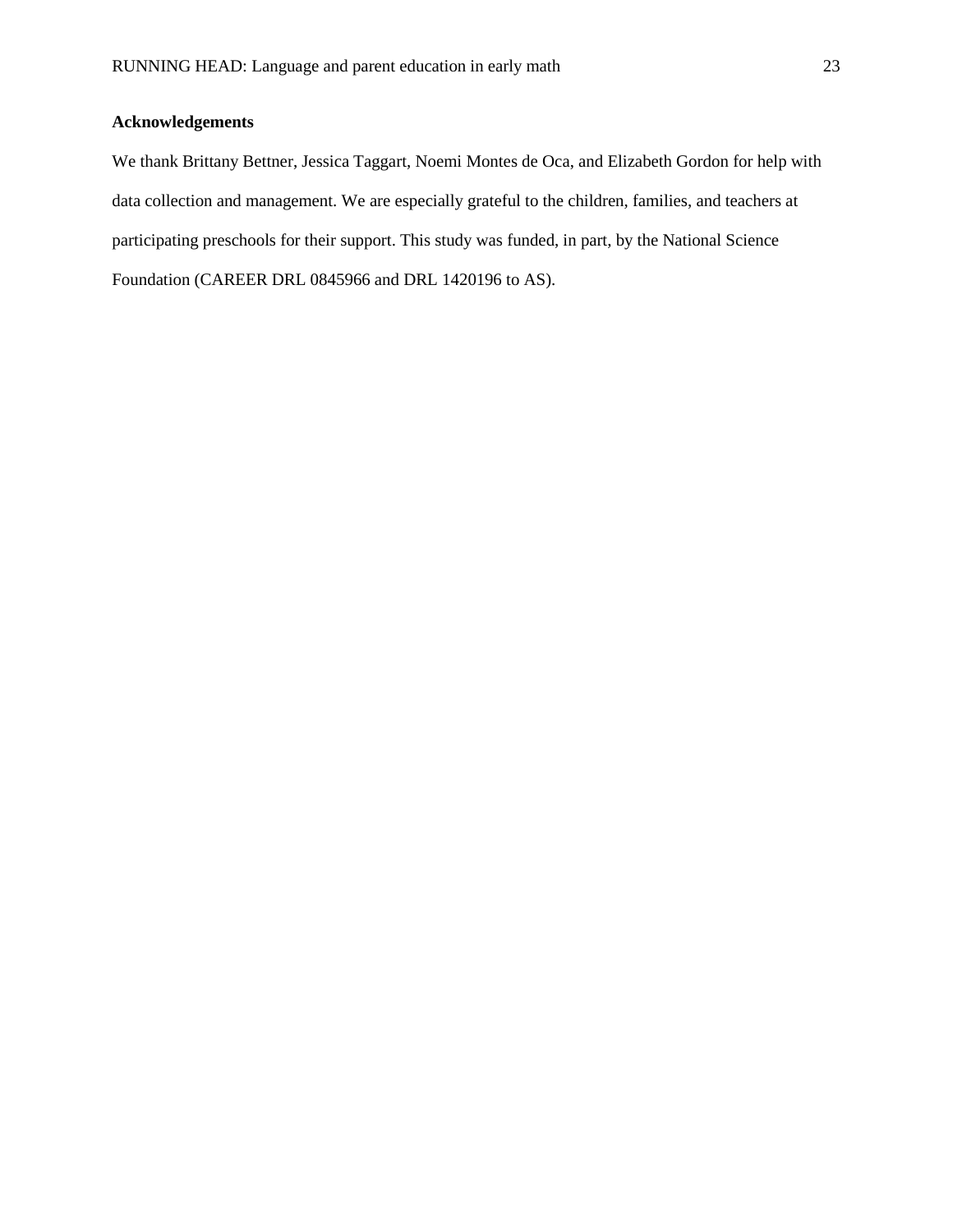**Acknowledgements**

We thank Brittany Bettner, Jessica Taggart, Noemi Montes de Oca, and Elizabeth Gordon for help with data collection and management. We are especially grateful to the children, families, and teachers at participating preschools for their support. This study was funded, in part, by the National Science Foundation (CAREER DRL 0845966 and DRL 1420196 to AS).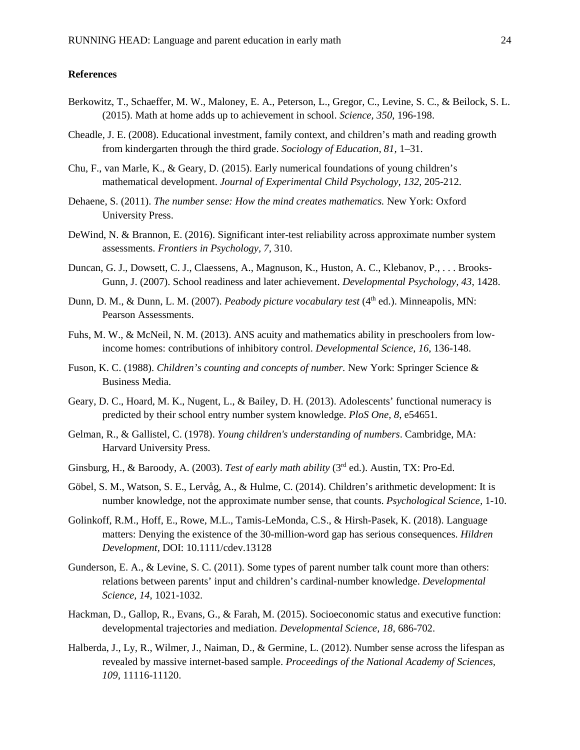**References**

Berkowitz, T., Schaeffer, M. W., Maloney, E. A., Peterson, L., Gregor, C., Levine, S. C., & Beilock, S. L. (2015). Math at home adds up to achievement in school. *Science, 350*, 196-198.

Cheadle, J. E. (2008). Educational investment, family context, and children's math and reading growth from kindergarten through the third grade. *Sociology of Education, 81,* 1–31.

Chu, F., van Marle, K., & Geary, D. (2015). Early numerical foundations of young children's mathematical development. *Journal of Experimental Child Psychology, 132*, 205-212.

Dehaene, S. (2011). *The number sense: How the mind creates mathematics.* New York: Oxford University Press.

DeWind, N. & Brannon, E. (2016). Significant inter-test reliability across approximate number system assessments. *Frontiers in Psychology, 7*, 310.

Duncan, G. J., Dowsett, C. J., Claessens, A., Magnuson, K., Huston, A. C., Klebanov, P., . . . Brooks-Gunn, J. (2007). School readiness and later achievement. *Developmental Psychology, 43*, 1428.

Dunn, D. M., & Dunn, L. M. (2007). *Peabody picture vocabulary test* (4th ed.). Minneapolis, MN: Pearson Assessments.

Fuhs, M. W., & McNeil, N. M. (2013). ANS acuity and mathematics ability in preschoolers from low-income homes: contributions of inhibitory control. *Developmental Science, 16*, 136-148.

Fuson, K. C. (1988). *Children's counting and concepts of number.* New York: Springer Science & Business Media.

Geary, D. C., Hoard, M. K., Nugent, L., & Bailey, D. H. (2013). Adolescents' functional numeracy is predicted by their school entry number system knowledge. *PloS One, 8*, e54651.

Gelman, R., & Gallistel, C. (1978). *Young children's understanding of numbers*. Cambridge, MA: Harvard University Press.

Ginsburg, H., & Baroody, A. (2003). *Test of early math ability* (3rd ed.). Austin, TX: Pro-Ed.

Göbel, S. M., Watson, S. E., Lervåg, A., & Hulme, C. (2014). Children's arithmetic development: It is number knowledge, not the approximate number sense, that counts. *Psychological Science*, 1-10.

Golinkoff, R.M., Hoff, E., Rowe, M.L., Tamis-LeMonda, C.S., & Hirsh-Pasek, K. (2018). Language matters: Denying the existence of the 30-million-word gap has serious consequences. *Hildren Development*, DOI: 10.1111/cdev.13128

Gunderson, E. A., & Levine, S. C. (2011). Some types of parent number talk count more than others: relations between parents' input and children's cardinal-number knowledge. *Developmental Science, 14*, 1021-1032.

Hackman, D., Gallop, R., Evans, G., & Farah, M. (2015). Socioeconomic status and executive function: developmental trajectories and mediation. *Developmental Science, 18,* 686-702.

Halberda, J., Ly, R., Wilmer, J., Naiman, D., & Germine, L. (2012). Number sense across the lifespan as revealed by massive internet-based sample. *Proceedings of the National Academy of Sciences, 109,* 11116-11120.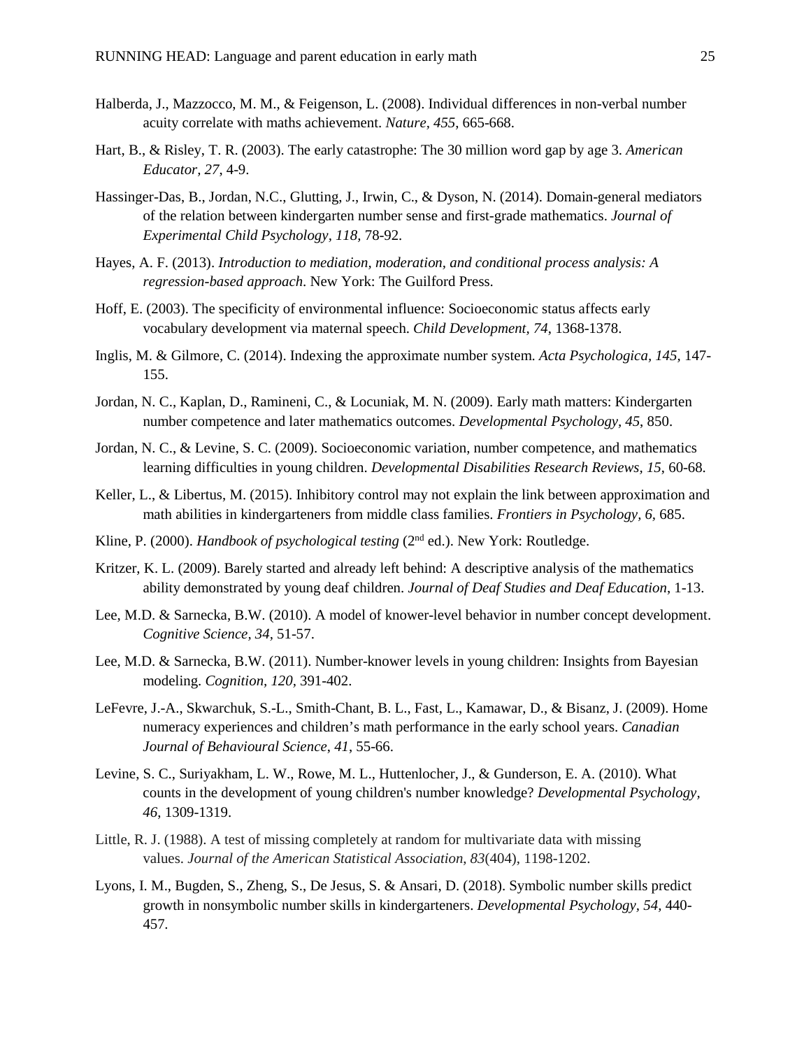Halberda, J., Mazzocco, M. M., & Feigenson, L. (2008). Individual differences in non-verbal number acuity correlate with maths achievement. *Nature, 455*, 665-668.

Hart, B., & Risley, T. R. (2003). The early catastrophe: The 30 million word gap by age 3. *American Educator, 27*, 4-9.

Hassinger-Das, B., Jordan, N.C., Glutting, J., Irwin, C., & Dyson, N. (2014). Domain-general mediators of the relation between kindergarten number sense and first-grade mathematics. *Journal of Experimental Child Psychology, 118,* 78-92.

Hayes, A. F. (2013). *Introduction to mediation, moderation, and conditional process analysis: A regression-based approach*. New York: The Guilford Press.

Hoff, E. (2003). The specificity of environmental influence: Socioeconomic status affects early vocabulary development via maternal speech. *Child Development, 74*, 1368-1378.

Inglis, M. & Gilmore, C. (2014). Indexing the approximate number system. *Acta Psychologica, 145,* 147-155.

Jordan, N. C., Kaplan, D., Ramineni, C., & Locuniak, M. N. (2009). Early math matters: Kindergarten number competence and later mathematics outcomes. *Developmental Psychology, 45*, 850.

Jordan, N. C., & Levine, S. C. (2009). Socioeconomic variation, number competence, and mathematics learning difficulties in young children. *Developmental Disabilities Research Reviews, 15*, 60-68.

Keller, L., & Libertus, M. (2015). Inhibitory control may not explain the link between approximation and math abilities in kindergarteners from middle class families. *Frontiers in Psychology, 6*, 685.

Kline, P. (2000). *Handbook of psychological testing* (2nd ed.). New York: Routledge.

Kritzer, K. L. (2009). Barely started and already left behind: A descriptive analysis of the mathematics ability demonstrated by young deaf children. *Journal of Deaf Studies and Deaf Education*, 1-13.

Lee, M.D. & Sarnecka, B.W. (2010). A model of knower-level behavior in number concept development. *Cognitive Science, 34*, 51-57.

Lee, M.D. & Sarnecka, B.W. (2011). Number-knower levels in young children: Insights from Bayesian modeling. *Cognition, 120*, 391-402.

LeFevre, J.-A., Skwarchuk, S.-L., Smith-Chant, B. L., Fast, L., Kamawar, D., & Bisanz, J. (2009). Home numeracy experiences and children's math performance in the early school years. *Canadian Journal of Behavioural Science*, *41*, 55-66.

Levine, S. C., Suriyakham, L. W., Rowe, M. L., Huttenlocher, J., & Gunderson, E. A. (2010). What counts in the development of young children's number knowledge? *Developmental Psychology, 46*, 1309-1319.

Little, R. J. (1988). A test of missing completely at random for multivariate data with missing values. *Journal of the American Statistical Association*, *83*(404), 1198-1202.

Lyons, I. M., Bugden, S., Zheng, S., De Jesus, S. & Ansari, D. (2018). Symbolic number skills predict growth in nonsymbolic number skills in kindergarteners. *Developmental Psychology, 54,* 440-457.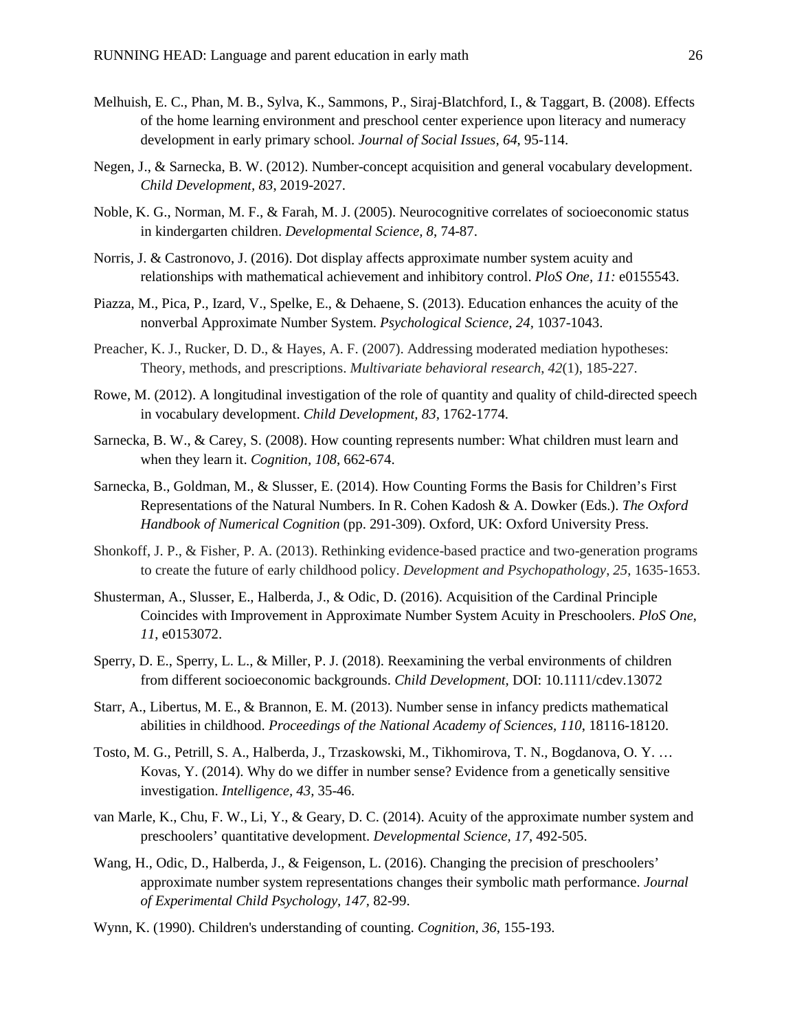Melhuish, E. C., Phan, M. B., Sylva, K., Sammons, P., Siraj-Blatchford, I., & Taggart, B. (2008). Effects of the home learning environment and preschool center experience upon literacy and numeracy development in early primary school. *Journal of Social Issues, 64*, 95-114.

Negen, J., & Sarnecka, B. W. (2012). Number-concept acquisition and general vocabulary development. *Child Development, 83*, 2019-2027.

Noble, K. G., Norman, M. F., & Farah, M. J. (2005). Neurocognitive correlates of socioeconomic status in kindergarten children. *Developmental Science, 8*, 74-87.

Norris, J. & Castronovo, J. (2016). Dot display affects approximate number system acuity and relationships with mathematical achievement and inhibitory control. *PloS One, 11:* e0155543.

Piazza, M., Pica, P., Izard, V., Spelke, E., & Dehaene, S. (2013). Education enhances the acuity of the nonverbal Approximate Number System. *Psychological Science, 24*, 1037-1043.

Preacher, K. J., Rucker, D. D., & Hayes, A. F. (2007). Addressing moderated mediation hypotheses: Theory, methods, and prescriptions. *Multivariate behavioral research*, *42*(1), 185-227.

Rowe, M. (2012). A longitudinal investigation of the role of quantity and quality of child-directed speech in vocabulary development. *Child Development, 83*, 1762-1774.

Sarnecka, B. W., & Carey, S. (2008). How counting represents number: What children must learn and when they learn it. *Cognition, 108*, 662-674.

Sarnecka, B., Goldman, M., & Slusser, E. (2014). How Counting Forms the Basis for Children's First Representations of the Natural Numbers. In R. Cohen Kadosh & A. Dowker (Eds.). *The Oxford Handbook of Numerical Cognition* (pp. 291-309). Oxford, UK: Oxford University Press.

Shonkoff, J. P., & Fisher, P. A. (2013). Rethinking evidence-based practice and two-generation programs to create the future of early childhood policy. *Development and Psychopathology*, *25*, 1635-1653.

Shusterman, A., Slusser, E., Halberda, J., & Odic, D. (2016). Acquisition of the Cardinal Principle Coincides with Improvement in Approximate Number System Acuity in Preschoolers. *PloS One*, *11*, e0153072.

Sperry, D. E., Sperry, L. L., & Miller, P. J. (2018). Reexamining the verbal environments of children from different socioeconomic backgrounds. *Child Development,* DOI: 10.1111/cdev.13072

Starr, A., Libertus, M. E., & Brannon, E. M. (2013). Number sense in infancy predicts mathematical abilities in childhood. *Proceedings of the National Academy of Sciences*, *110*, 18116-18120.

Tosto, M. G., Petrill, S. A., Halberda, J., Trzaskowski, M., Tikhomirova, T. N., Bogdanova, O. Y. … Kovas, Y. (2014). Why do we differ in number sense? Evidence from a genetically sensitive investigation. *Intelligence, 43*, 35-46.

van Marle, K., Chu, F. W., Li, Y., & Geary, D. C. (2014). Acuity of the approximate number system and preschoolers' quantitative development. *Developmental Science, 17*, 492-505.

Wang, H., Odic, D., Halberda, J., & Feigenson, L. (2016). Changing the precision of preschoolers' approximate number system representations changes their symbolic math performance. *Journal of Experimental Child Psychology, 147*, 82-99.

Wynn, K. (1990). Children's understanding of counting. *Cognition, 36*, 155-193.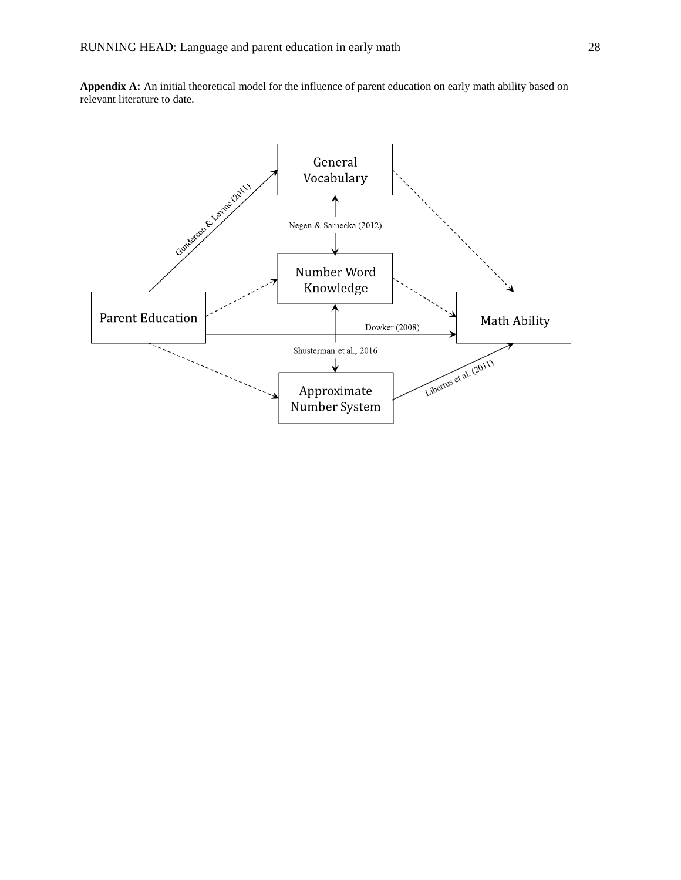**Appendix A:** An initial theoretical model for the influence of parent education on early math ability based on relevant literature to date.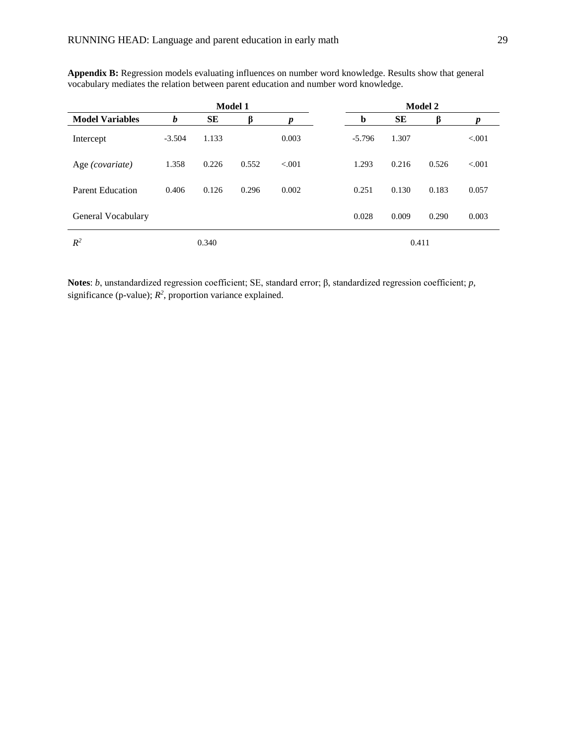**Appendix B:** Regression models evaluating influences on number word knowledge. Results show that general vocabulary mediates the relation between parent education and number word knowledge.

| | Model 1 | | | | Model 2 | | | |
|---|---|---|---|---|---|---|---|---|
| **Model Variables** | ***b*** | **SE** | **β** | ***p*** | **b** | **SE** | **β** | ***p*** |
| Intercept | -3.504 | 1.133 | | 0.003 | -5.796 | 1.307 | | <.001 |
| Age *(covariate)* | 1.358 | 0.226 | 0.552 | <.001 | 1.293 | 0.216 | 0.526 | <.001 |
| Parent Education | 0.406 | 0.126 | 0.296 | 0.002 | 0.251 | 0.130 | 0.183 | 0.057 |
| General Vocabulary | | | | | 0.028 | 0.009 | 0.290 | 0.003 |
| $R^2$ | | 0.340 | | | | 0.411 | | |

**Notes**: *b*, unstandardized regression coefficient; SE, standard error; β, standardized regression coefficient; *p*, significance (p-value); $R^2$, proportion variance explained.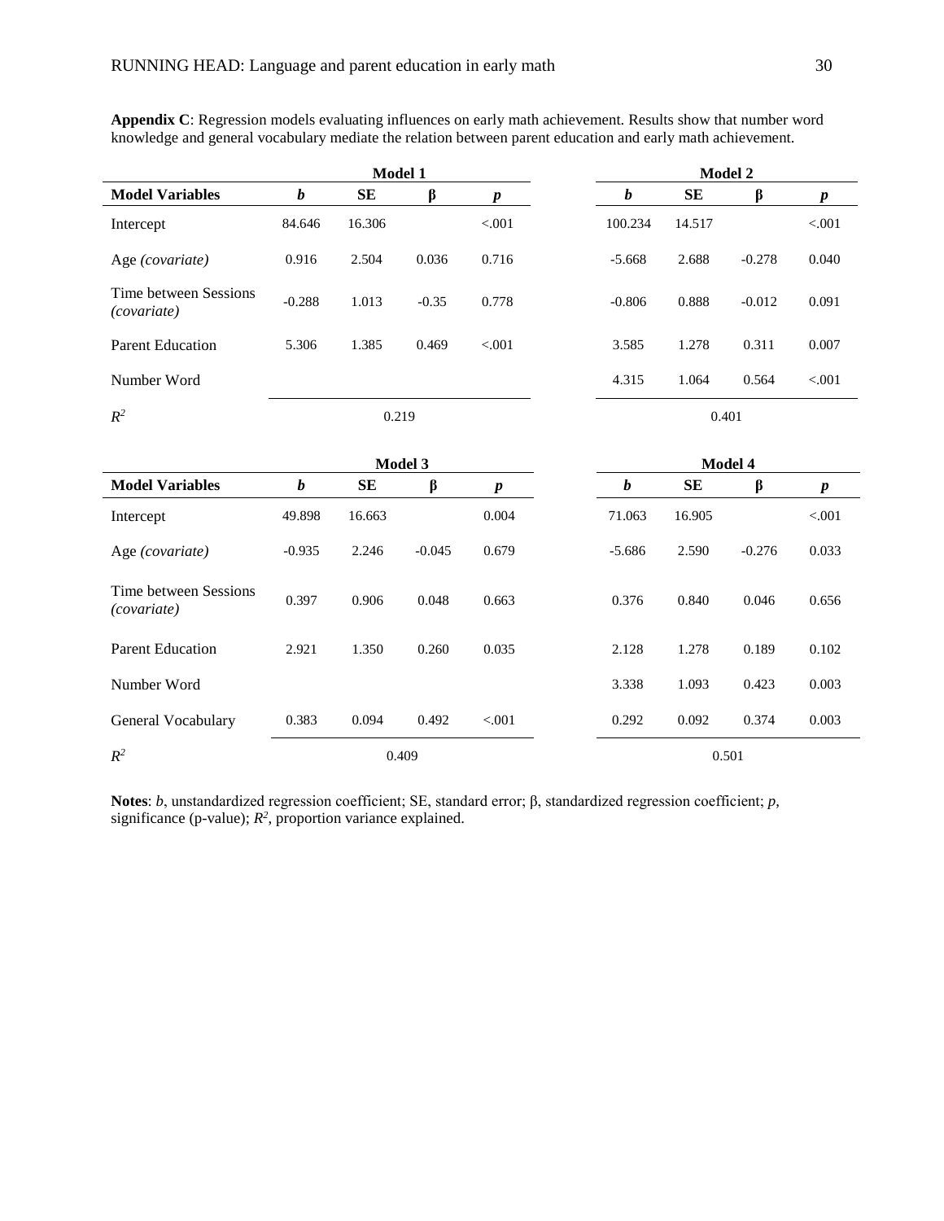**Appendix C**: Regression models evaluating influences on early math achievement. Results show that number word knowledge and general vocabulary mediate the relation between parent education and early math achievement.

| | Model 1 | | | | Model 2 | | | |
|---|---|---|---|---|---|---|---|---|
| **Model Variables** | ***b*** | **SE** | **β** | ***p*** | ***b*** | **SE** | **β** | ***p*** |
| Intercept | 84.646 | 16.306 | | <.001 | 100.234 | 14.517 | | <.001 |
| Age *(covariate)* | 0.916 | 2.504 | 0.036 | 0.716 | -5.668 | 2.688 | -0.278 | 0.040 |
| Time between Sessions *(covariate)* | -0.288 | 1.013 | -0.35 | 0.778 | -0.806 | 0.888 | -0.012 | 0.091 |
| Parent Education | 5.306 | 1.385 | 0.469 | <.001 | 3.585 | 1.278 | 0.311 | 0.007 |
| Number Word | | | | | 4.315 | 1.064 | 0.564 | <.001 |
| $R^2$ | 0.219 | | | | 0.401 | | | |

| | Model 3 | | | | Model 4 | | | |
|---|---|---|---|---|---|---|---|---|
| **Model Variables** | ***b*** | **SE** | **β** | ***p*** | ***b*** | **SE** | **β** | ***p*** |
| Intercept | 49.898 | 16.663 | | 0.004 | 71.063 | 16.905 | | <.001 |
| Age *(covariate)* | -0.935 | 2.246 | -0.045 | 0.679 | -5.686 | 2.590 | -0.276 | 0.033 |
| Time between Sessions *(covariate)* | 0.397 | 0.906 | 0.048 | 0.663 | 0.376 | 0.840 | 0.046 | 0.656 |
| Parent Education | 2.921 | 1.350 | 0.260 | 0.035 | 2.128 | 1.278 | 0.189 | 0.102 |
| Number Word | | | | | 3.338 | 1.093 | 0.423 | 0.003 |
| General Vocabulary | 0.383 | 0.094 | 0.492 | <.001 | 0.292 | 0.092 | 0.374 | 0.003 |
| $R^2$ | 0.409 | | | | 0.501 | | | |

**Notes**: *b*, unstandardized regression coefficient; SE, standard error; β, standardized regression coefficient; *p*, significance (p-value); $R^2$, proportion variance explained.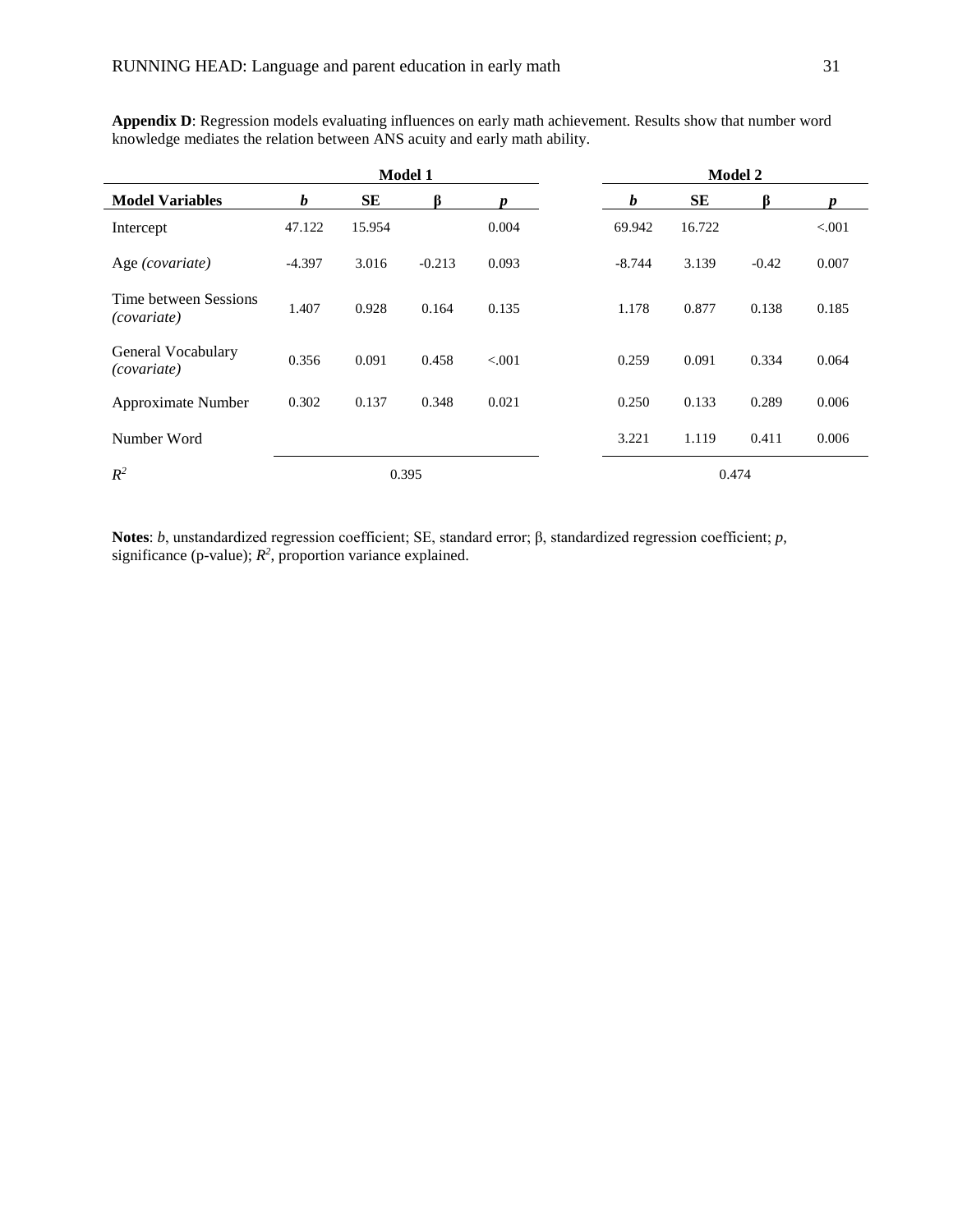**Appendix D**: Regression models evaluating influences on early math achievement. Results show that number word knowledge mediates the relation between ANS acuity and early math ability.

| | Model 1 | | | | Model 2 | | | |
|---|---|---|---|---|---|---|---|---|
| **Model Variables** | ***b*** | **SE** | **β** | ***p*** | ***b*** | **SE** | **β** | ***p*** |
| Intercept | 47.122 | 15.954 | | 0.004 | 69.942 | 16.722 | | <.001 |
| Age *(covariate)* | -4.397 | 3.016 | -0.213 | 0.093 | -8.744 | 3.139 | -0.42 | 0.007 |
| Time between Sessions *(covariate)* | 1.407 | 0.928 | 0.164 | 0.135 | 1.178 | 0.877 | 0.138 | 0.185 |
| General Vocabulary *(covariate)* | 0.356 | 0.091 | 0.458 | <.001 | 0.259 | 0.091 | 0.334 | 0.064 |
| Approximate Number | 0.302 | 0.137 | 0.348 | 0.021 | 0.250 | 0.133 | 0.289 | 0.006 |
| Number Word | | | | | 3.221 | 1.119 | 0.411 | 0.006 |
| $R^2$ | 0.395 | | | | 0.474 | | | |

**Notes**: *b*, unstandardized regression coefficient; SE, standard error; β, standardized regression coefficient; *p*, significance (p-value); $R^2$, proportion variance explained.